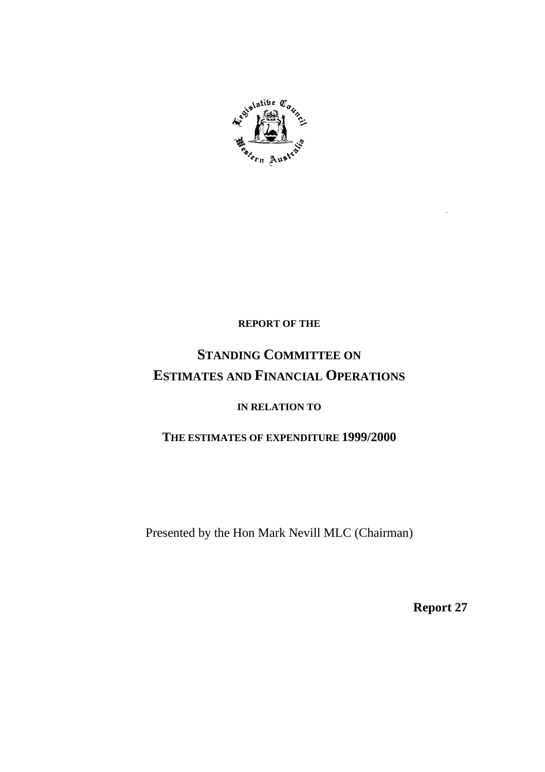**REPORT OF THE**

# STANDING COMMITTEE ON ESTIMATES AND FINANCIAL OPERATIONS

**IN RELATION TO**

## THE ESTIMATES OF EXPENDITURE 1999/2000

Presented by the Hon Mark Nevill MLC (Chairman)

**Report 27**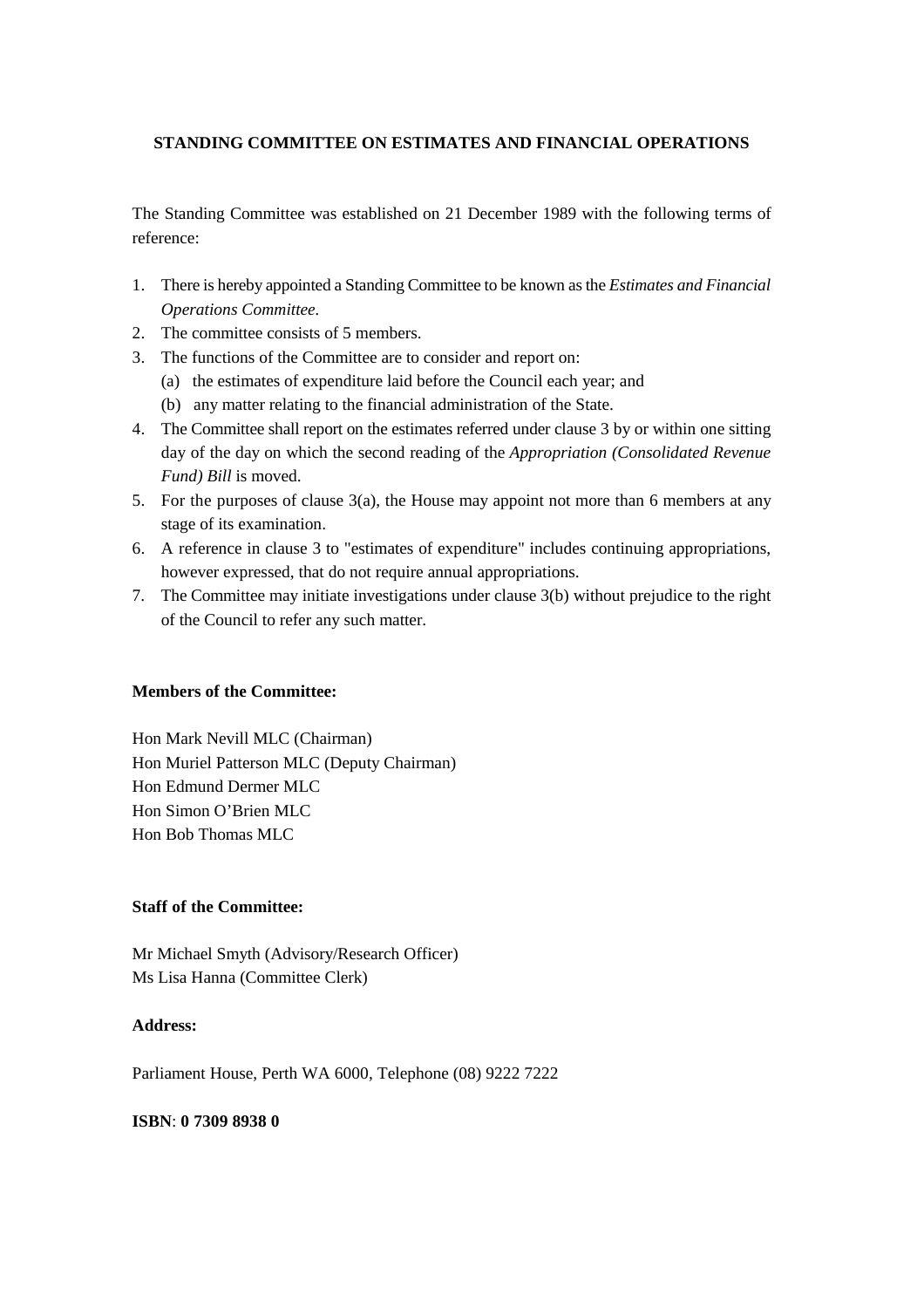## STANDING COMMITTEE ON ESTIMATES AND FINANCIAL OPERATIONS

The Standing Committee was established on 21 December 1989 with the following terms of reference:

1. There is hereby appointed a Standing Committee to be known as the *Estimates and Financial Operations Committee*.
2. The committee consists of 5 members.
3. The functions of the Committee are to consider and report on:
   - (a) the estimates of expenditure laid before the Council each year; and
   - (b) any matter relating to the financial administration of the State.
4. The Committee shall report on the estimates referred under clause 3 by or within one sitting day of the day on which the second reading of the *Appropriation (Consolidated Revenue Fund) Bill* is moved.
5. For the purposes of clause 3(a), the House may appoint not more than 6 members at any stage of its examination.
6. A reference in clause 3 to "estimates of expenditure" includes continuing appropriations, however expressed, that do not require annual appropriations.
7. The Committee may initiate investigations under clause 3(b) without prejudice to the right of the Council to refer any such matter.

**Members of the Committee:**

Hon Mark Nevill MLC (Chairman)
Hon Muriel Patterson MLC (Deputy Chairman)
Hon Edmund Dermer MLC
Hon Simon O'Brien MLC
Hon Bob Thomas MLC

**Staff of the Committee:**

Mr Michael Smyth (Advisory/Research Officer)
Ms Lisa Hanna (Committee Clerk)

**Address:**

Parliament House, Perth WA 6000, Telephone (08) 9222 7222

**ISBN**: **0 7309 8938 0**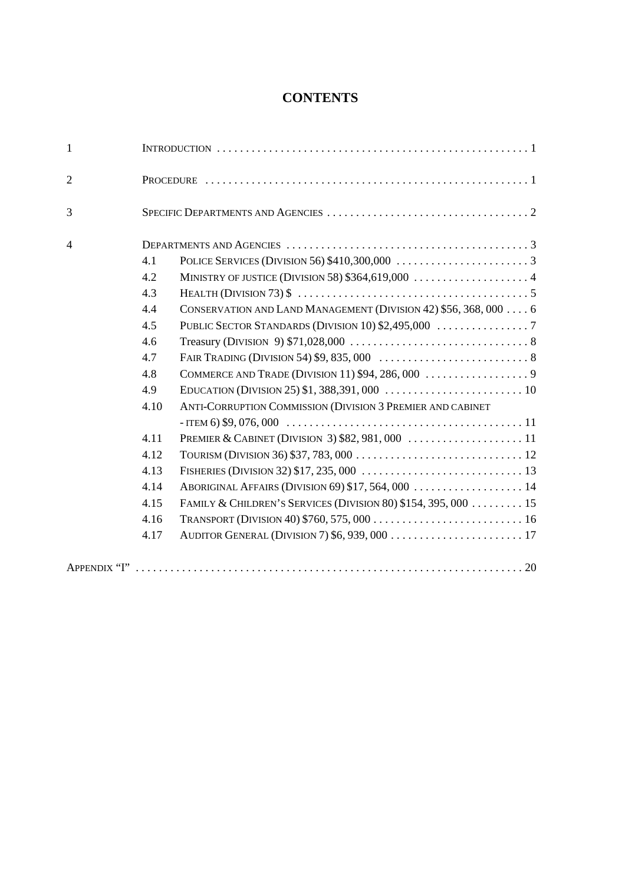# CONTENTS

1 INTRODUCTION . . . . . 1

2 PROCEDURE . . . . . 1

3 SPECIFIC DEPARTMENTS AND AGENCIES . . . . . 2

4 DEPARTMENTS AND AGENCIES . . . . . 3

- 4.1 POLICE SERVICES (DIVISION 56) $410,300,000 . . . . . 3
- 4.2 MINISTRY OF JUSTICE (DIVISION 58) $364,619,000 . . . . . 4
- 4.3 HEALTH (DIVISION 73) $ . . . . . 5
- 4.4 CONSERVATION AND LAND MANAGEMENT (DIVISION 42) $56, 368, 000 . . . . . 6
- 4.5 PUBLIC SECTOR STANDARDS (DIVISION 10) $2,495,000 . . . . . 7
- 4.6 Treasury (DIVISION 9) $71,028,000 . . . . . 8
- 4.7 FAIR TRADING (DIVISION 54) $9, 835, 000 . . . . . 8
- 4.8 COMMERCE AND TRADE (DIVISION 11) $94, 286, 000 . . . . . 9
- 4.9 EDUCATION (DIVISION 25) $1, 388,391, 000 . . . . . 10
- 4.10 ANTI-CORRUPTION COMMISSION (DIVISION 3 PREMIER AND CABINET - ITEM 6) $9, 076, 000 . . . . . 11
- 4.11 PREMIER & CABINET (DIVISION 3) $82, 981, 000 . . . . . 11
- 4.12 TOURISM (DIVISION 36) $37, 783, 000 . . . . . 12
- 4.13 FISHERIES (DIVISION 32) $17, 235, 000 . . . . . 13
- 4.14 ABORIGINAL AFFAIRS (DIVISION 69) $17, 564, 000 . . . . . 14
- 4.15 FAMILY & CHILDREN'S SERVICES (DIVISION 80) $154, 395, 000 . . . . . 15
- 4.16 TRANSPORT (DIVISION 40) $760, 575, 000 . . . . . 16
- 4.17 AUDITOR GENERAL (DIVISION 7) $6, 939, 000 . . . . . 17

APPENDIX "I" . . . . . 20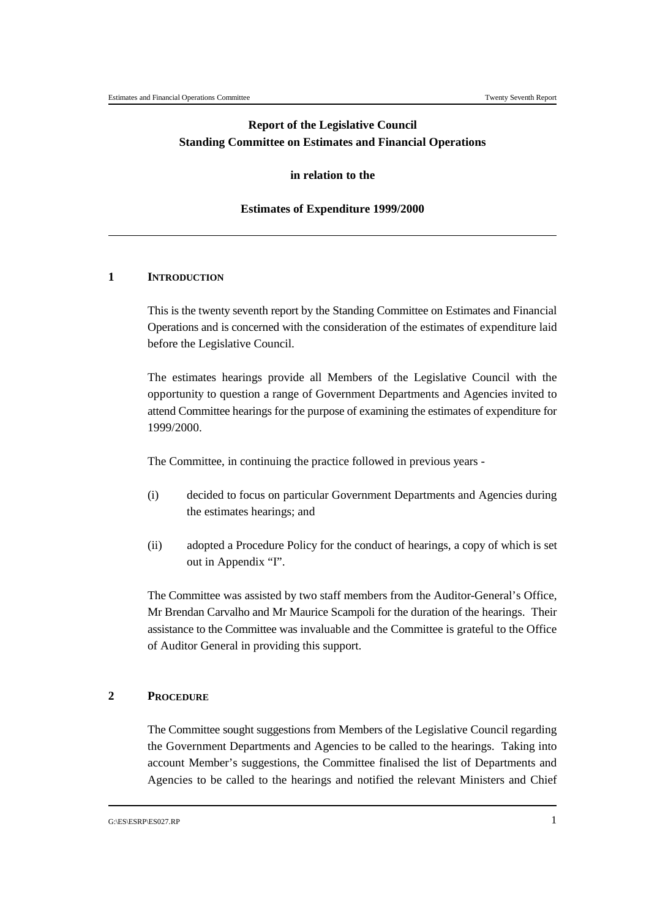**Report of the Legislative Council**
**Standing Committee on Estimates and Financial Operations**

**in relation to the**

**Estimates of Expenditure 1999/2000**

---

## 1 INTRODUCTION

This is the twenty seventh report by the Standing Committee on Estimates and Financial Operations and is concerned with the consideration of the estimates of expenditure laid before the Legislative Council.

The estimates hearings provide all Members of the Legislative Council with the opportunity to question a range of Government Departments and Agencies invited to attend Committee hearings for the purpose of examining the estimates of expenditure for 1999/2000.

The Committee, in continuing the practice followed in previous years -

(i) decided to focus on particular Government Departments and Agencies during the estimates hearings; and

(ii) adopted a Procedure Policy for the conduct of hearings, a copy of which is set out in Appendix "I".

The Committee was assisted by two staff members from the Auditor-General's Office, Mr Brendan Carvalho and Mr Maurice Scampoli for the duration of the hearings. Their assistance to the Committee was invaluable and the Committee is grateful to the Office of Auditor General in providing this support.

## 2 PROCEDURE

The Committee sought suggestions from Members of the Legislative Council regarding the Government Departments and Agencies to be called to the hearings. Taking into account Member's suggestions, the Committee finalised the list of Departments and Agencies to be called to the hearings and notified the relevant Ministers and Chief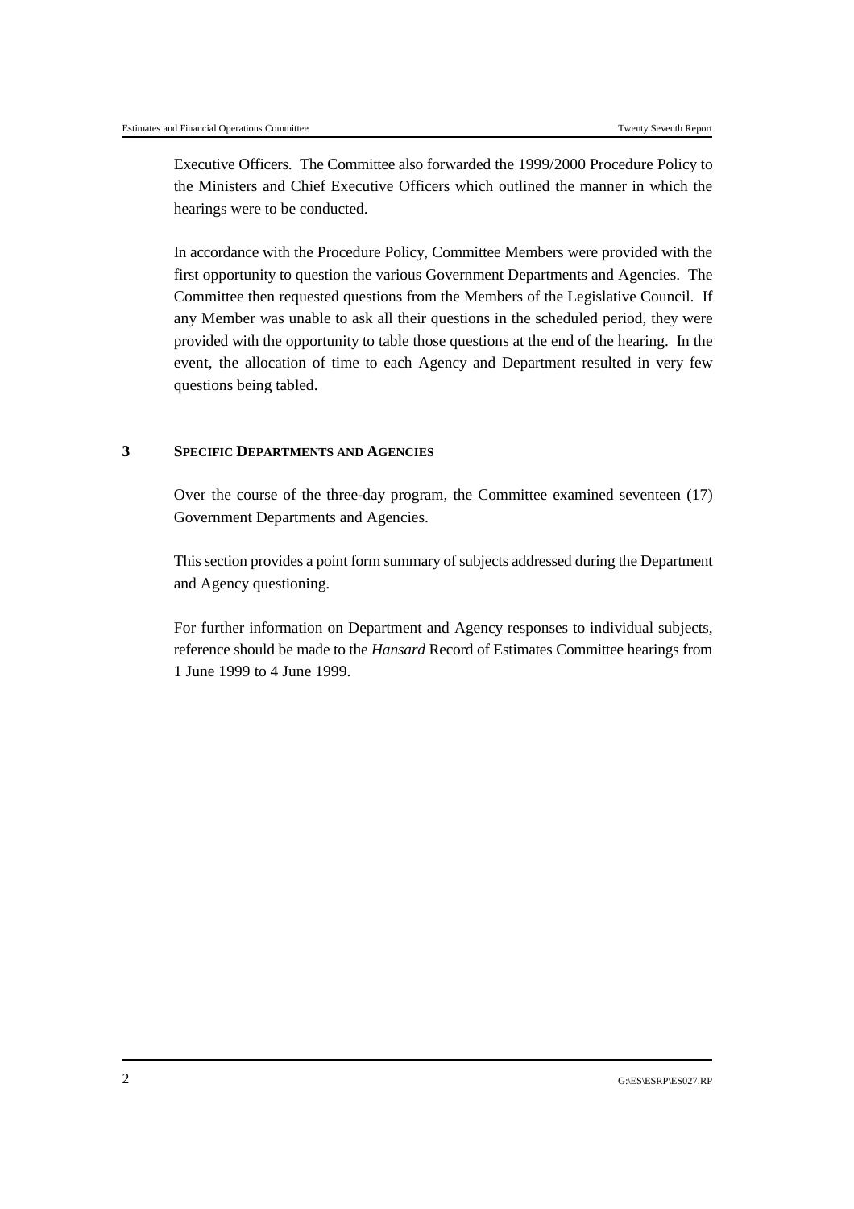Executive Officers. The Committee also forwarded the 1999/2000 Procedure Policy to the Ministers and Chief Executive Officers which outlined the manner in which the hearings were to be conducted.

In accordance with the Procedure Policy, Committee Members were provided with the first opportunity to question the various Government Departments and Agencies. The Committee then requested questions from the Members of the Legislative Council. If any Member was unable to ask all their questions in the scheduled period, they were provided with the opportunity to table those questions at the end of the hearing. In the event, the allocation of time to each Agency and Department resulted in very few questions being tabled.

## 3 SPECIFIC DEPARTMENTS AND AGENCIES

Over the course of the three-day program, the Committee examined seventeen (17) Government Departments and Agencies.

This section provides a point form summary of subjects addressed during the Department and Agency questioning.

For further information on Department and Agency responses to individual subjects, reference should be made to the *Hansard* Record of Estimates Committee hearings from 1 June 1999 to 4 June 1999.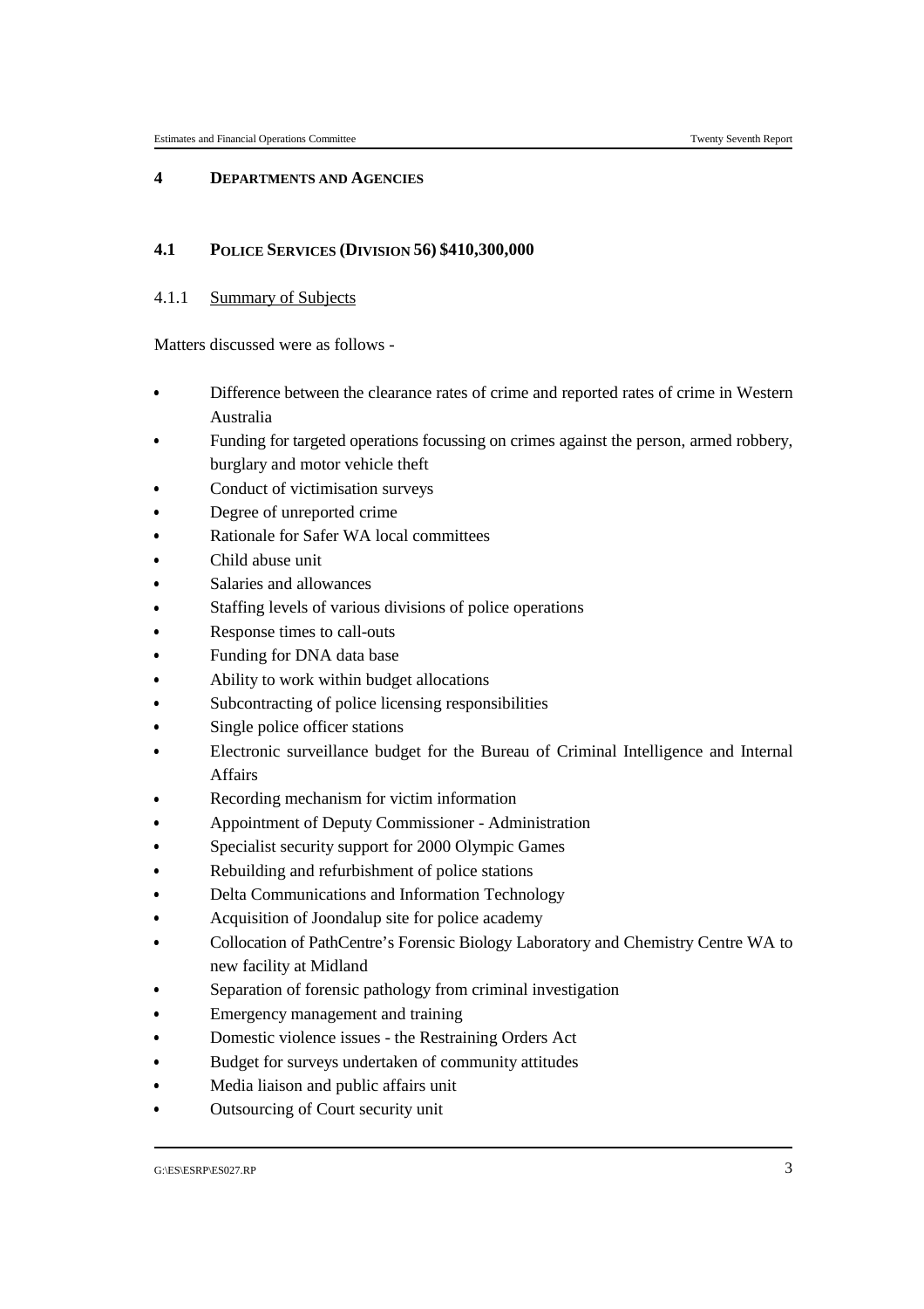## 4 DEPARTMENTS AND AGENCIES

### 4.1 POLICE SERVICES (DIVISION 56) $410,300,000

#### 4.1.1 Summary of Subjects

Matters discussed were as follows -

- Difference between the clearance rates of crime and reported rates of crime in Western Australia
- Funding for targeted operations focussing on crimes against the person, armed robbery, burglary and motor vehicle theft
- Conduct of victimisation surveys
- Degree of unreported crime
- Rationale for Safer WA local committees
- Child abuse unit
- Salaries and allowances
- Staffing levels of various divisions of police operations
- Response times to call-outs
- Funding for DNA data base
- Ability to work within budget allocations
- Subcontracting of police licensing responsibilities
- Single police officer stations
- Electronic surveillance budget for the Bureau of Criminal Intelligence and Internal Affairs
- Recording mechanism for victim information
- Appointment of Deputy Commissioner - Administration
- Specialist security support for 2000 Olympic Games
- Rebuilding and refurbishment of police stations
- Delta Communications and Information Technology
- Acquisition of Joondalup site for police academy
- Collocation of PathCentre's Forensic Biology Laboratory and Chemistry Centre WA to new facility at Midland
- Separation of forensic pathology from criminal investigation
- Emergency management and training
- Domestic violence issues - the Restraining Orders Act
- Budget for surveys undertaken of community attitudes
- Media liaison and public affairs unit
- Outsourcing of Court security unit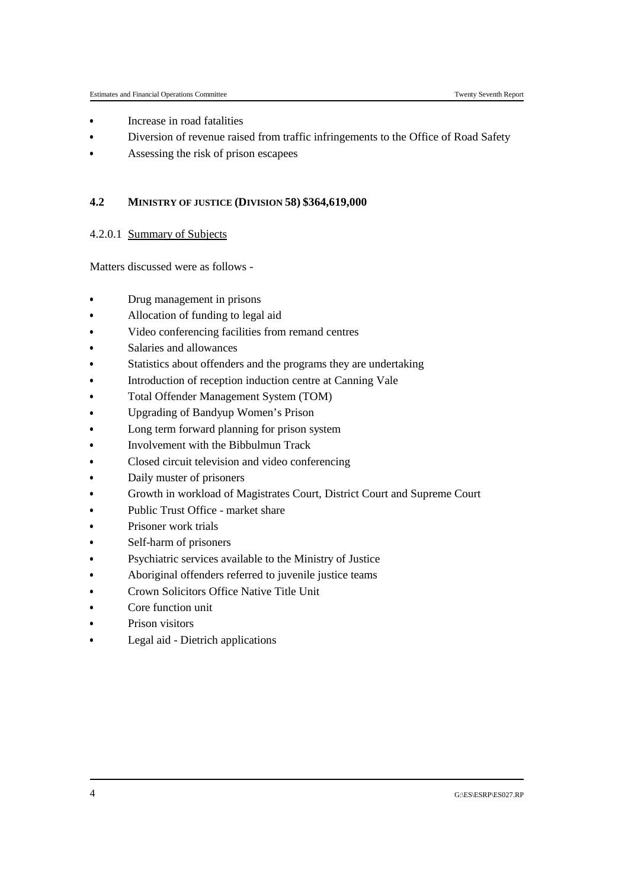- Increase in road fatalities
- Diversion of revenue raised from traffic infringements to the Office of Road Safety
- Assessing the risk of prison escapees

## 4.2 MINISTRY OF JUSTICE (DIVISION 58) $364,619,000

### 4.2.0.1 Summary of Subjects

Matters discussed were as follows -

- Drug management in prisons
- Allocation of funding to legal aid
- Video conferencing facilities from remand centres
- Salaries and allowances
- Statistics about offenders and the programs they are undertaking
- Introduction of reception induction centre at Canning Vale
- Total Offender Management System (TOM)
- Upgrading of Bandyup Women's Prison
- Long term forward planning for prison system
- Involvement with the Bibbulmun Track
- Closed circuit television and video conferencing
- Daily muster of prisoners
- Growth in workload of Magistrates Court, District Court and Supreme Court
- Public Trust Office - market share
- Prisoner work trials
- Self-harm of prisoners
- Psychiatric services available to the Ministry of Justice
- Aboriginal offenders referred to juvenile justice teams
- Crown Solicitors Office Native Title Unit
- Core function unit
- Prison visitors
- Legal aid - Dietrich applications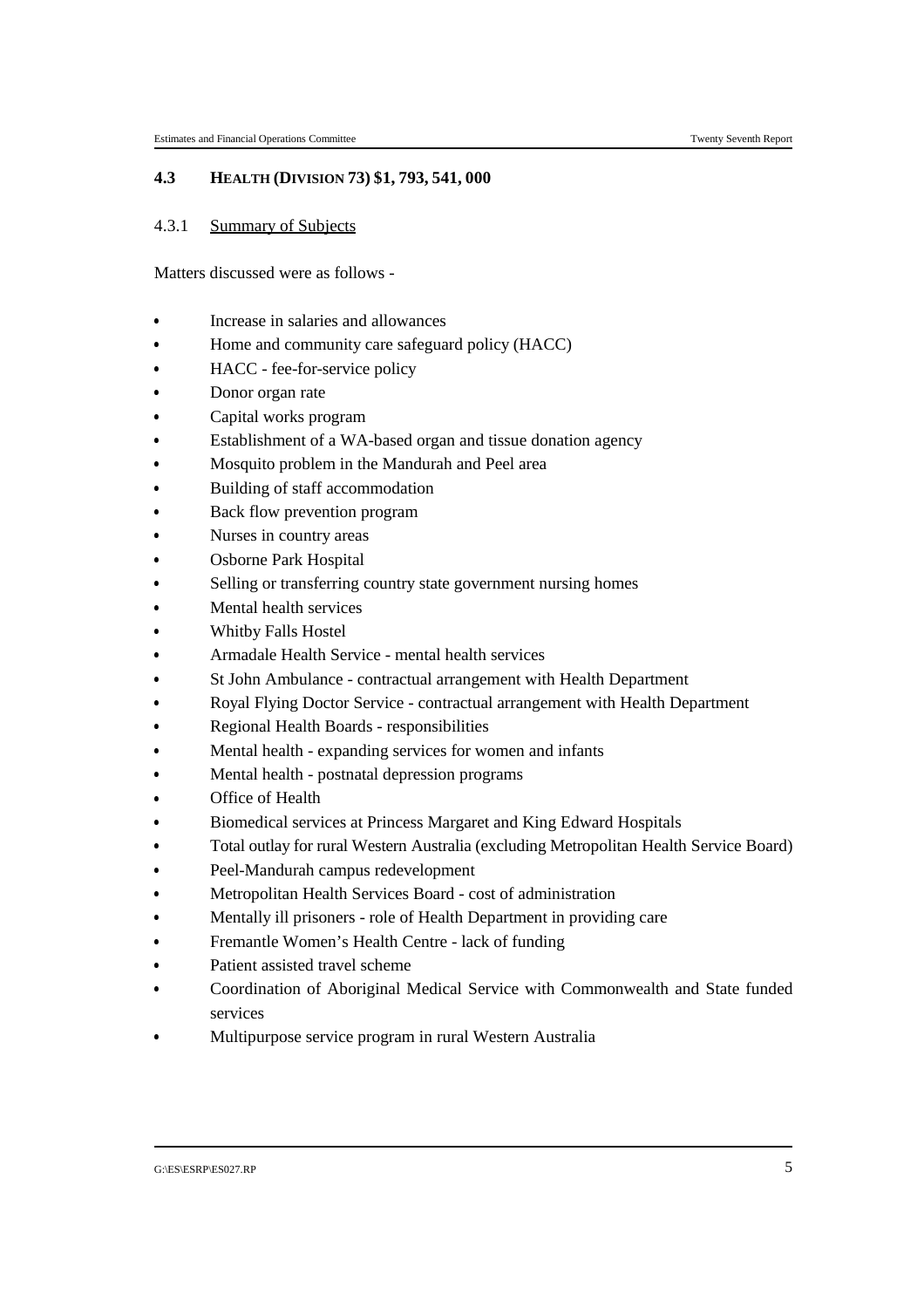## 4.3 HEALTH (DIVISION 73) $1, 793, 541, 000

### 4.3.1 Summary of Subjects

Matters discussed were as follows -

- Increase in salaries and allowances
- Home and community care safeguard policy (HACC)
- HACC - fee-for-service policy
- Donor organ rate
- Capital works program
- Establishment of a WA-based organ and tissue donation agency
- Mosquito problem in the Mandurah and Peel area
- Building of staff accommodation
- Back flow prevention program
- Nurses in country areas
- Osborne Park Hospital
- Selling or transferring country state government nursing homes
- Mental health services
- Whitby Falls Hostel
- Armadale Health Service - mental health services
- St John Ambulance - contractual arrangement with Health Department
- Royal Flying Doctor Service - contractual arrangement with Health Department
- Regional Health Boards - responsibilities
- Mental health - expanding services for women and infants
- Mental health - postnatal depression programs
- Office of Health
- Biomedical services at Princess Margaret and King Edward Hospitals
- Total outlay for rural Western Australia (excluding Metropolitan Health Service Board)
- Peel-Mandurah campus redevelopment
- Metropolitan Health Services Board - cost of administration
- Mentally ill prisoners - role of Health Department in providing care
- Fremantle Women's Health Centre - lack of funding
- Patient assisted travel scheme
- Coordination of Aboriginal Medical Service with Commonwealth and State funded services
- Multipurpose service program in rural Western Australia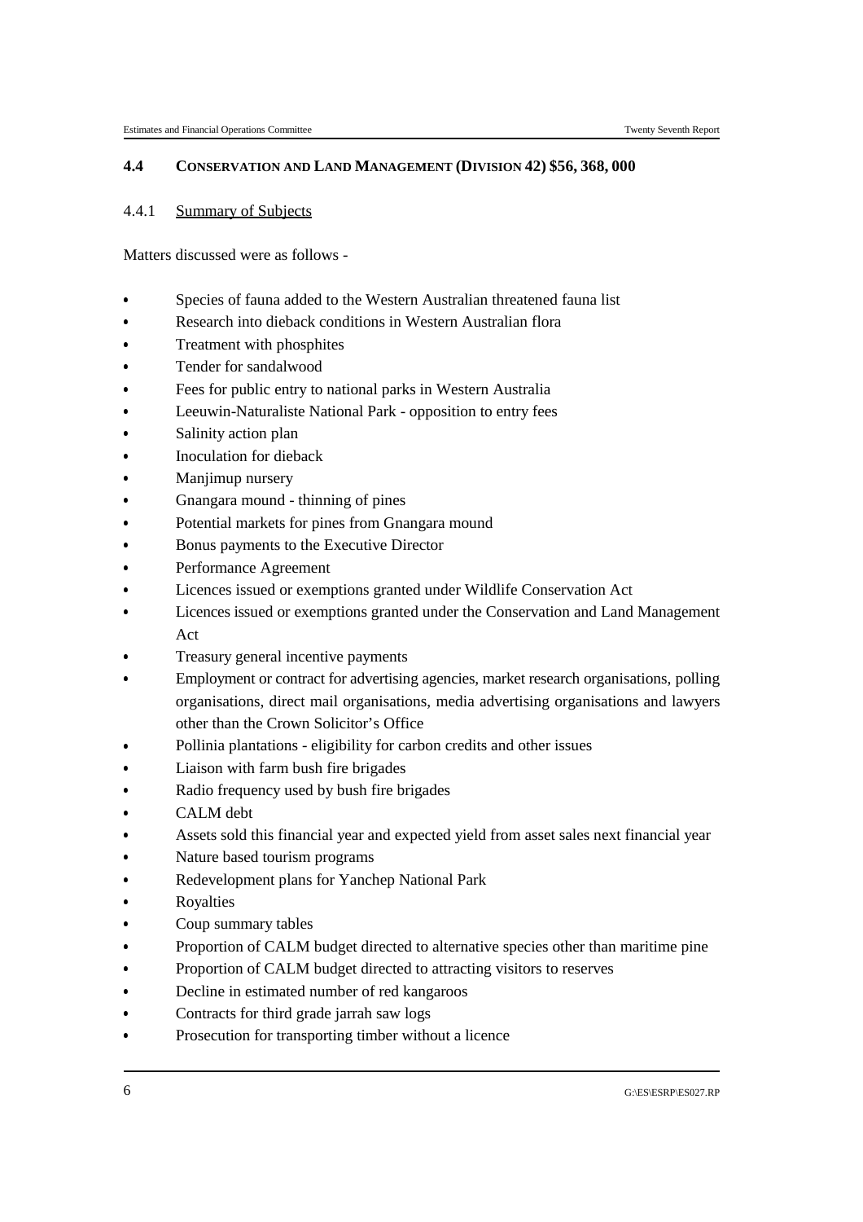## 4.4 CONSERVATION AND LAND MANAGEMENT (DIVISION 42) $56, 368, 000

### 4.4.1 Summary of Subjects

Matters discussed were as follows -

- Species of fauna added to the Western Australian threatened fauna list
- Research into dieback conditions in Western Australian flora
- Treatment with phosphites
- Tender for sandalwood
- Fees for public entry to national parks in Western Australia
- Leeuwin-Naturaliste National Park - opposition to entry fees
- Salinity action plan
- Inoculation for dieback
- Manjimup nursery
- Gnangara mound - thinning of pines
- Potential markets for pines from Gnangara mound
- Bonus payments to the Executive Director
- Performance Agreement
- Licences issued or exemptions granted under Wildlife Conservation Act
- Licences issued or exemptions granted under the Conservation and Land Management Act
- Treasury general incentive payments
- Employment or contract for advertising agencies, market research organisations, polling organisations, direct mail organisations, media advertising organisations and lawyers other than the Crown Solicitor's Office
- Pollinia plantations - eligibility for carbon credits and other issues
- Liaison with farm bush fire brigades
- Radio frequency used by bush fire brigades
- CALM debt
- Assets sold this financial year and expected yield from asset sales next financial year
- Nature based tourism programs
- Redevelopment plans for Yanchep National Park
- Royalties
- Coup summary tables
- Proportion of CALM budget directed to alternative species other than maritime pine
- Proportion of CALM budget directed to attracting visitors to reserves
- Decline in estimated number of red kangaroos
- Contracts for third grade jarrah saw logs
- Prosecution for transporting timber without a licence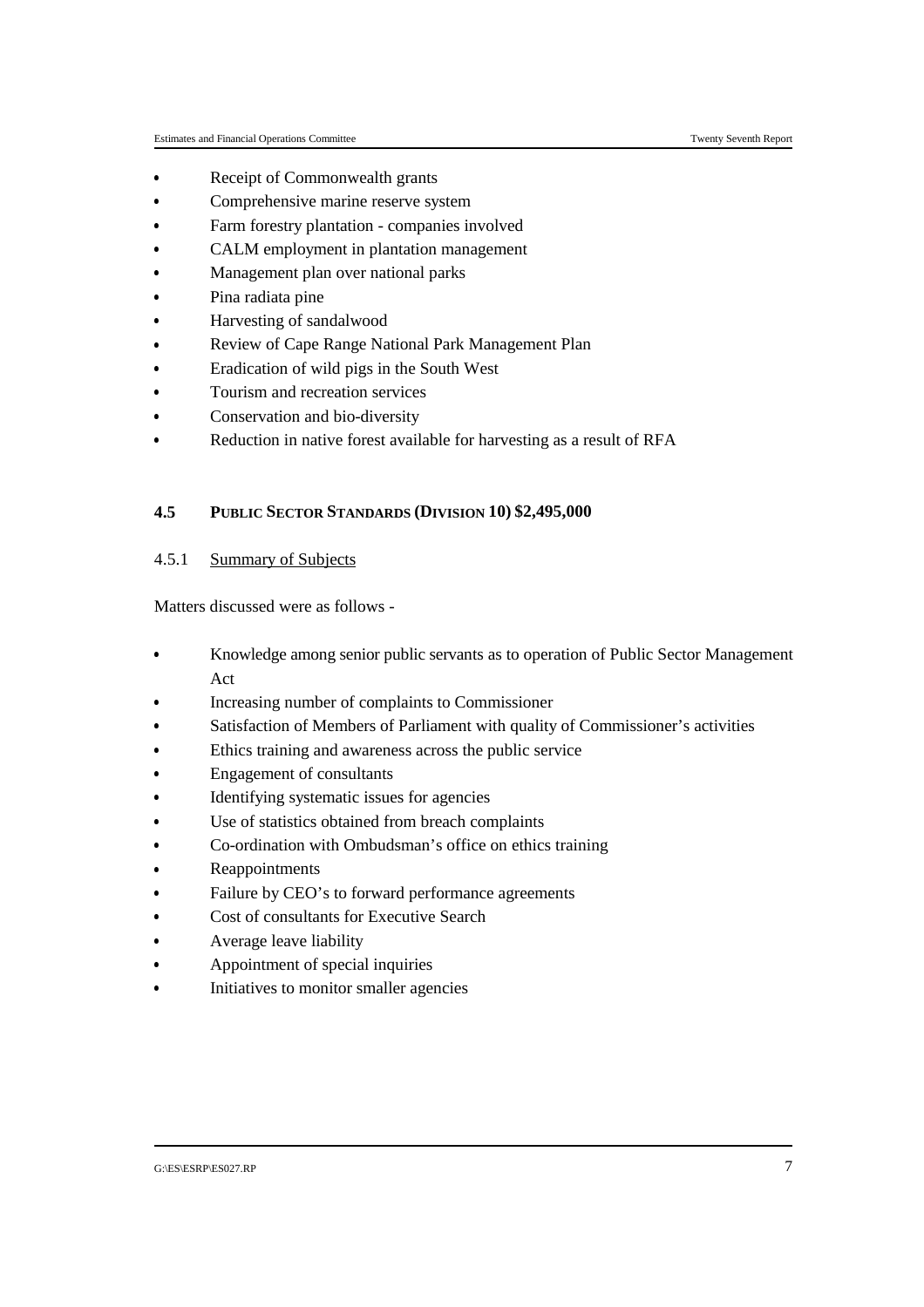- Receipt of Commonwealth grants
- Comprehensive marine reserve system
- Farm forestry plantation - companies involved
- CALM employment in plantation management
- Management plan over national parks
- Pina radiata pine
- Harvesting of sandalwood
- Review of Cape Range National Park Management Plan
- Eradication of wild pigs in the South West
- Tourism and recreation services
- Conservation and bio-diversity
- Reduction in native forest available for harvesting as a result of RFA

## 4.5 PUBLIC SECTOR STANDARDS (DIVISION 10) $2,495,000

### 4.5.1 Summary of Subjects

Matters discussed were as follows -

- Knowledge among senior public servants as to operation of Public Sector Management Act
- Increasing number of complaints to Commissioner
- Satisfaction of Members of Parliament with quality of Commissioner's activities
- Ethics training and awareness across the public service
- Engagement of consultants
- Identifying systematic issues for agencies
- Use of statistics obtained from breach complaints
- Co-ordination with Ombudsman's office on ethics training
- Reappointments
- Failure by CEO's to forward performance agreements
- Cost of consultants for Executive Search
- Average leave liability
- Appointment of special inquiries
- Initiatives to monitor smaller agencies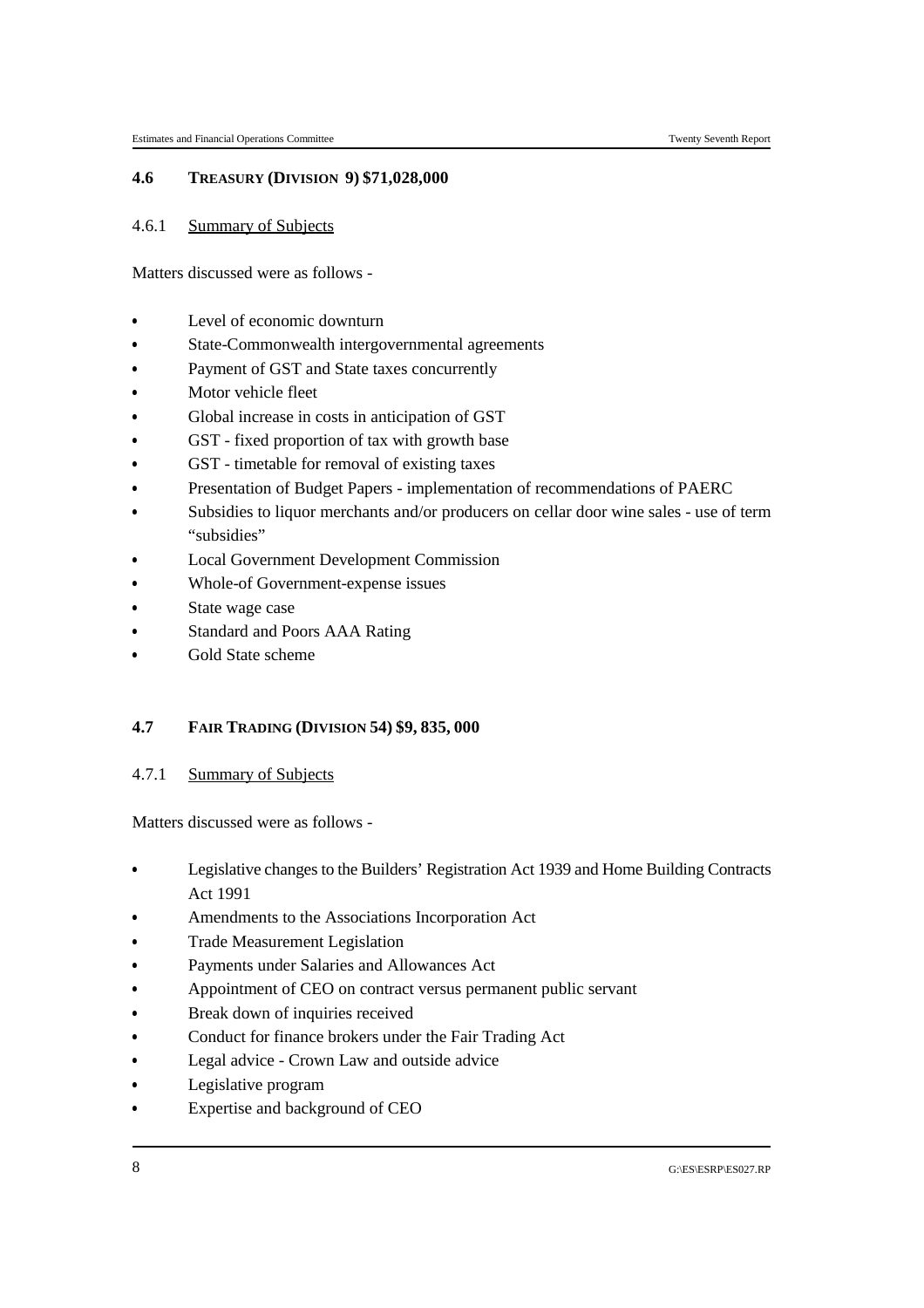## 4.6 TREASURY (DIVISION 9) $71,028,000

### 4.6.1 Summary of Subjects

Matters discussed were as follows -

- Level of economic downturn
- State-Commonwealth intergovernmental agreements
- Payment of GST and State taxes concurrently
- Motor vehicle fleet
- Global increase in costs in anticipation of GST
- GST - fixed proportion of tax with growth base
- GST - timetable for removal of existing taxes
- Presentation of Budget Papers - implementation of recommendations of PAERC
- Subsidies to liquor merchants and/or producers on cellar door wine sales - use of term "subsidies"
- Local Government Development Commission
- Whole-of Government-expense issues
- State wage case
- Standard and Poors AAA Rating
- Gold State scheme

## 4.7 FAIR TRADING (DIVISION 54) $9, 835, 000

### 4.7.1 Summary of Subjects

Matters discussed were as follows -

- Legislative changes to the Builders' Registration Act 1939 and Home Building Contracts Act 1991
- Amendments to the Associations Incorporation Act
- Trade Measurement Legislation
- Payments under Salaries and Allowances Act
- Appointment of CEO on contract versus permanent public servant
- Break down of inquiries received
- Conduct for finance brokers under the Fair Trading Act
- Legal advice - Crown Law and outside advice
- Legislative program
- Expertise and background of CEO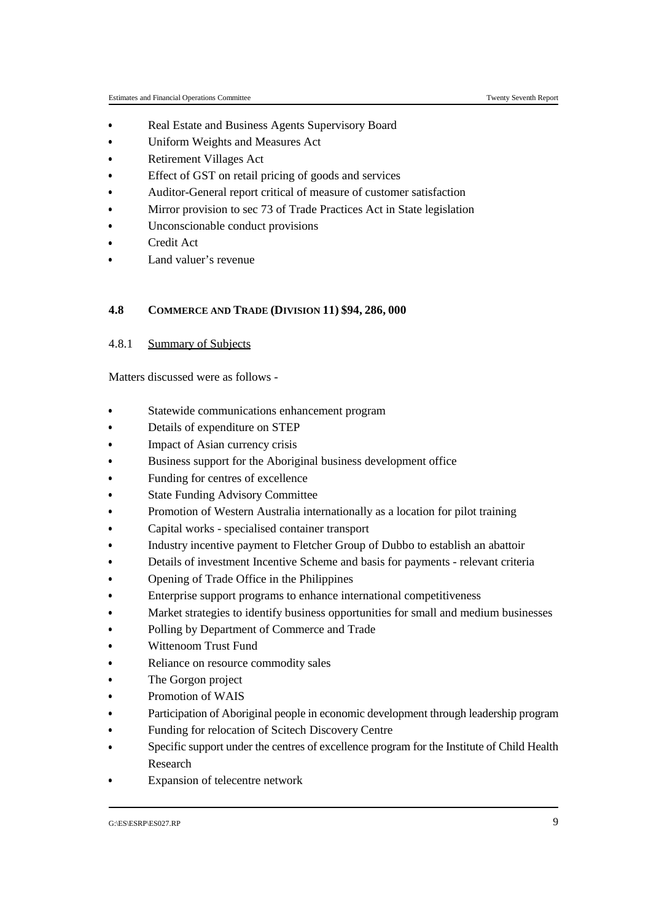- Real Estate and Business Agents Supervisory Board
- Uniform Weights and Measures Act
- Retirement Villages Act
- Effect of GST on retail pricing of goods and services
- Auditor-General report critical of measure of customer satisfaction
- Mirror provision to sec 73 of Trade Practices Act in State legislation
- Unconscionable conduct provisions
- Credit Act
- Land valuer's revenue

### 4.8 COMMERCE AND TRADE (DIVISION 11) $94, 286, 000

#### 4.8.1 Summary of Subjects

Matters discussed were as follows -

- Statewide communications enhancement program
- Details of expenditure on STEP
- Impact of Asian currency crisis
- Business support for the Aboriginal business development office
- Funding for centres of excellence
- State Funding Advisory Committee
- Promotion of Western Australia internationally as a location for pilot training
- Capital works - specialised container transport
- Industry incentive payment to Fletcher Group of Dubbo to establish an abattoir
- Details of investment Incentive Scheme and basis for payments - relevant criteria
- Opening of Trade Office in the Philippines
- Enterprise support programs to enhance international competitiveness
- Market strategies to identify business opportunities for small and medium businesses
- Polling by Department of Commerce and Trade
- Wittenoom Trust Fund
- Reliance on resource commodity sales
- The Gorgon project
- Promotion of WAIS
- Participation of Aboriginal people in economic development through leadership program
- Funding for relocation of Scitech Discovery Centre
- Specific support under the centres of excellence program for the Institute of Child Health Research
- Expansion of telecentre network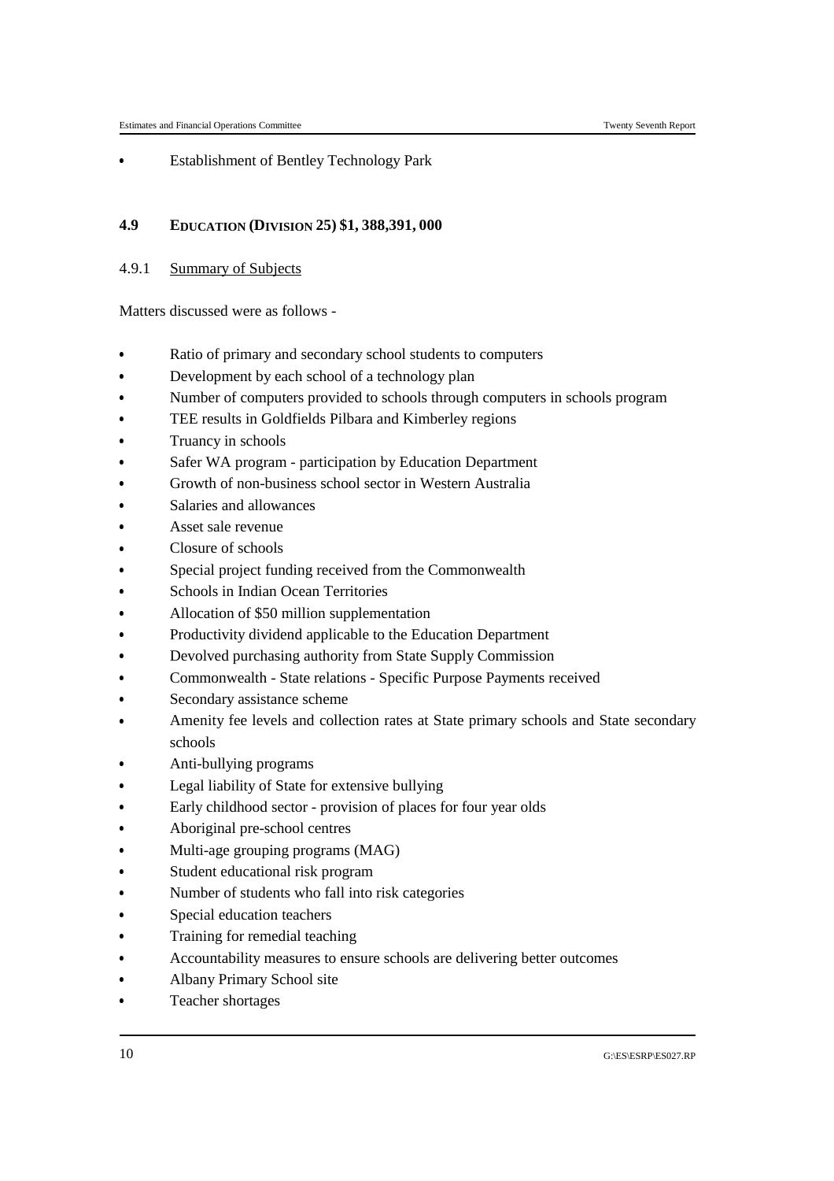- Establishment of Bentley Technology Park

### 4.9 EDUCATION (DIVISION 25) $1, 388,391, 000

#### 4.9.1 Summary of Subjects

Matters discussed were as follows -

- Ratio of primary and secondary school students to computers
- Development by each school of a technology plan
- Number of computers provided to schools through computers in schools program
- TEE results in Goldfields Pilbara and Kimberley regions
- Truancy in schools
- Safer WA program - participation by Education Department
- Growth of non-business school sector in Western Australia
- Salaries and allowances
- Asset sale revenue
- Closure of schools
- Special project funding received from the Commonwealth
- Schools in Indian Ocean Territories
- Allocation of $50 million supplementation
- Productivity dividend applicable to the Education Department
- Devolved purchasing authority from State Supply Commission
- Commonwealth - State relations - Specific Purpose Payments received
- Secondary assistance scheme
- Amenity fee levels and collection rates at State primary schools and State secondary schools
- Anti-bullying programs
- Legal liability of State for extensive bullying
- Early childhood sector - provision of places for four year olds
- Aboriginal pre-school centres
- Multi-age grouping programs (MAG)
- Student educational risk program
- Number of students who fall into risk categories
- Special education teachers
- Training for remedial teaching
- Accountability measures to ensure schools are delivering better outcomes
- Albany Primary School site
- Teacher shortages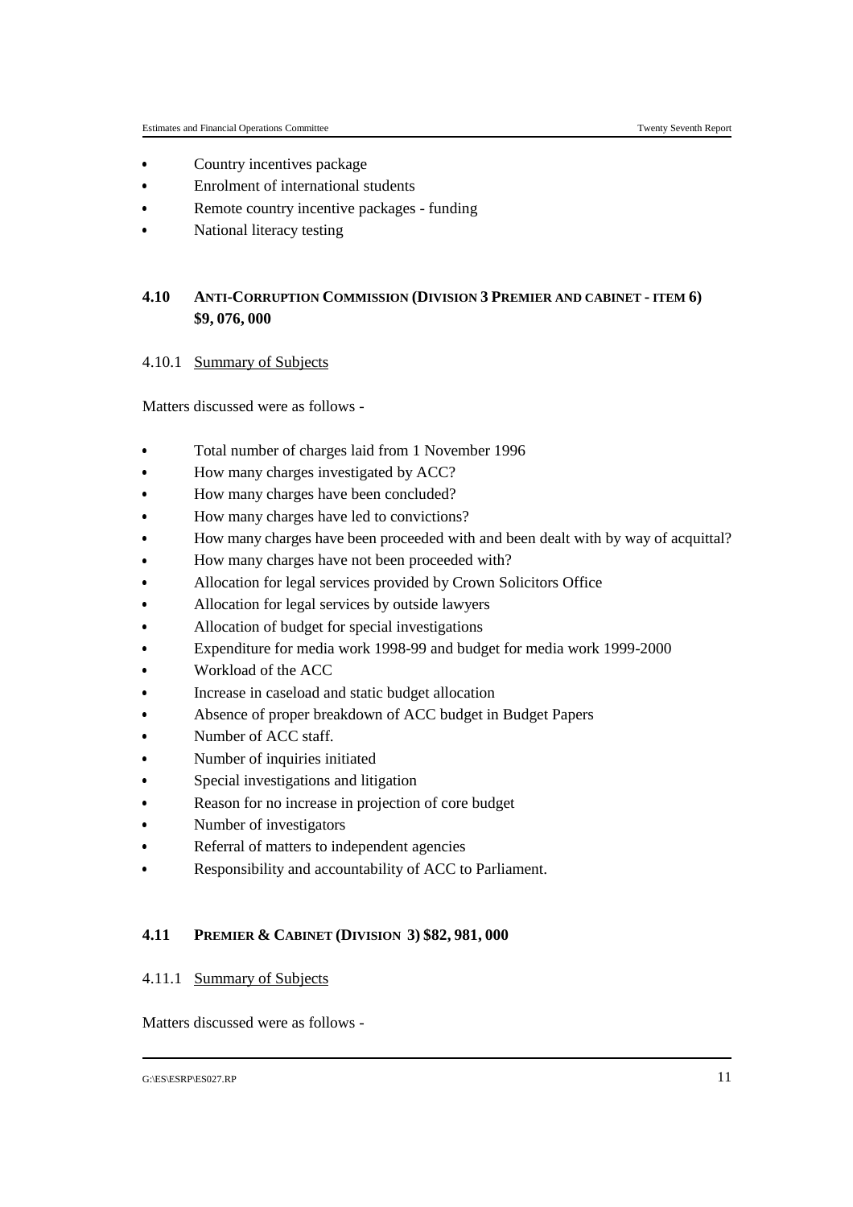- Country incentives package
- Enrolment of international students
- Remote country incentive packages - funding
- National literacy testing

## 4.10 ANTI-CORRUPTION COMMISSION (DIVISION 3 PREMIER AND CABINET - ITEM 6) $9, 076, 000

### 4.10.1 Summary of Subjects

Matters discussed were as follows -

- Total number of charges laid from 1 November 1996
- How many charges investigated by ACC?
- How many charges have been concluded?
- How many charges have led to convictions?
- How many charges have been proceeded with and been dealt with by way of acquittal?
- How many charges have not been proceeded with?
- Allocation for legal services provided by Crown Solicitors Office
- Allocation for legal services by outside lawyers
- Allocation of budget for special investigations
- Expenditure for media work 1998-99 and budget for media work 1999-2000
- Workload of the ACC
- Increase in caseload and static budget allocation
- Absence of proper breakdown of ACC budget in Budget Papers
- Number of ACC staff.
- Number of inquiries initiated
- Special investigations and litigation
- Reason for no increase in projection of core budget
- Number of investigators
- Referral of matters to independent agencies
- Responsibility and accountability of ACC to Parliament.

## 4.11 PREMIER & CABINET (DIVISION 3) $82, 981, 000

### 4.11.1 Summary of Subjects

Matters discussed were as follows -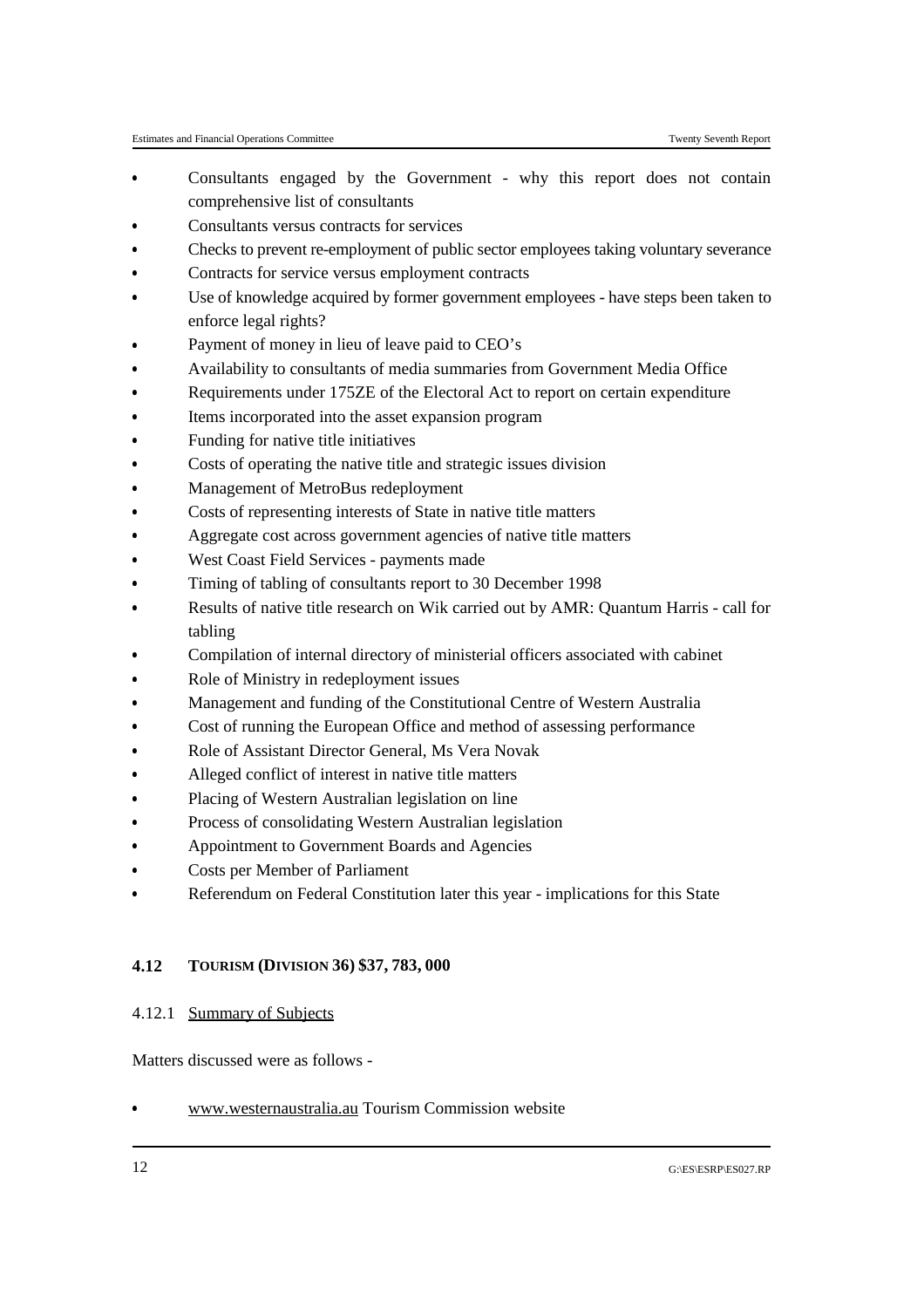- Consultants engaged by the Government - why this report does not contain comprehensive list of consultants
- Consultants versus contracts for services
- Checks to prevent re-employment of public sector employees taking voluntary severance
- Contracts for service versus employment contracts
- Use of knowledge acquired by former government employees - have steps been taken to enforce legal rights?
- Payment of money in lieu of leave paid to CEO's
- Availability to consultants of media summaries from Government Media Office
- Requirements under 175ZE of the Electoral Act to report on certain expenditure
- Items incorporated into the asset expansion program
- Funding for native title initiatives
- Costs of operating the native title and strategic issues division
- Management of MetroBus redeployment
- Costs of representing interests of State in native title matters
- Aggregate cost across government agencies of native title matters
- West Coast Field Services - payments made
- Timing of tabling of consultants report to 30 December 1998
- Results of native title research on Wik carried out by AMR: Quantum Harris - call for tabling
- Compilation of internal directory of ministerial officers associated with cabinet
- Role of Ministry in redeployment issues
- Management and funding of the Constitutional Centre of Western Australia
- Cost of running the European Office and method of assessing performance
- Role of Assistant Director General, Ms Vera Novak
- Alleged conflict of interest in native title matters
- Placing of Western Australian legislation on line
- Process of consolidating Western Australian legislation
- Appointment to Government Boards and Agencies
- Costs per Member of Parliament
- Referendum on Federal Constitution later this year - implications for this State

## 4.12 TOURISM (DIVISION 36) $37, 783, 000

### 4.12.1 Summary of Subjects

Matters discussed were as follows -

- www.westernaustralia.au Tourism Commission website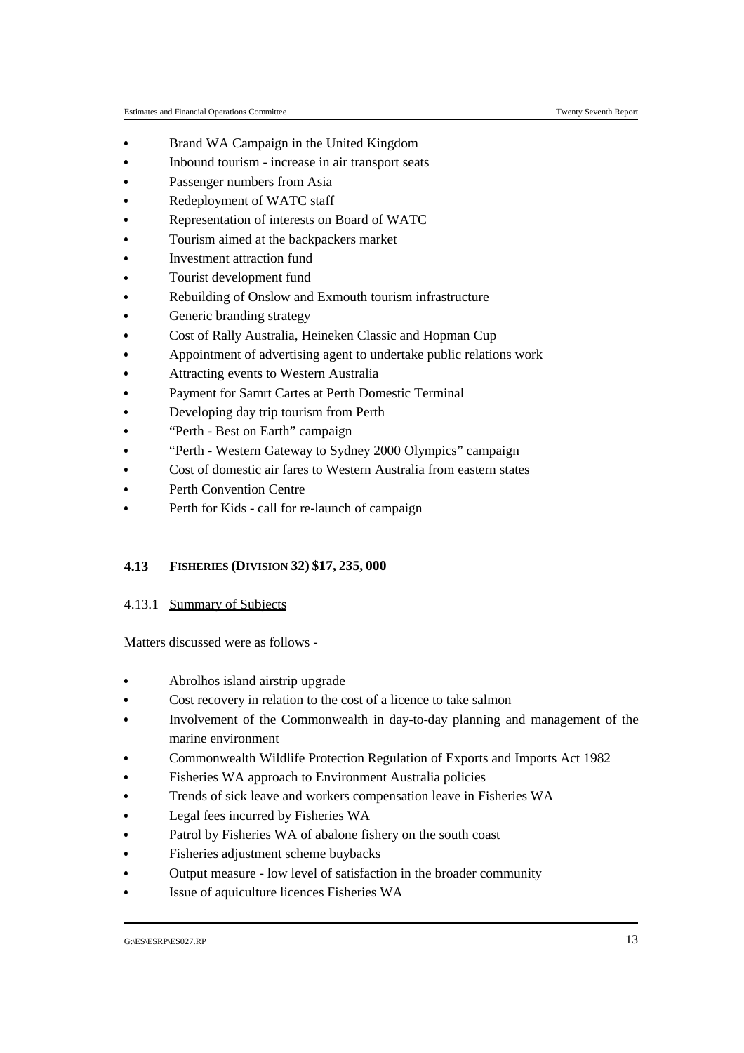- Brand WA Campaign in the United Kingdom
- Inbound tourism - increase in air transport seats
- Passenger numbers from Asia
- Redeployment of WATC staff
- Representation of interests on Board of WATC
- Tourism aimed at the backpackers market
- Investment attraction fund
- Tourist development fund
- Rebuilding of Onslow and Exmouth tourism infrastructure
- Generic branding strategy
- Cost of Rally Australia, Heineken Classic and Hopman Cup
- Appointment of advertising agent to undertake public relations work
- Attracting events to Western Australia
- Payment for Samrt Cartes at Perth Domestic Terminal
- Developing day trip tourism from Perth
- "Perth - Best on Earth" campaign
- "Perth - Western Gateway to Sydney 2000 Olympics" campaign
- Cost of domestic air fares to Western Australia from eastern states
- Perth Convention Centre
- Perth for Kids - call for re-launch of campaign

## 4.13 FISHERIES (DIVISION 32) $17, 235, 000

### 4.13.1 Summary of Subjects

Matters discussed were as follows -

- Abrolhos island airstrip upgrade
- Cost recovery in relation to the cost of a licence to take salmon
- Involvement of the Commonwealth in day-to-day planning and management of the marine environment
- Commonwealth Wildlife Protection Regulation of Exports and Imports Act 1982
- Fisheries WA approach to Environment Australia policies
- Trends of sick leave and workers compensation leave in Fisheries WA
- Legal fees incurred by Fisheries WA
- Patrol by Fisheries WA of abalone fishery on the south coast
- Fisheries adjustment scheme buybacks
- Output measure - low level of satisfaction in the broader community
- Issue of aquiculture licences Fisheries WA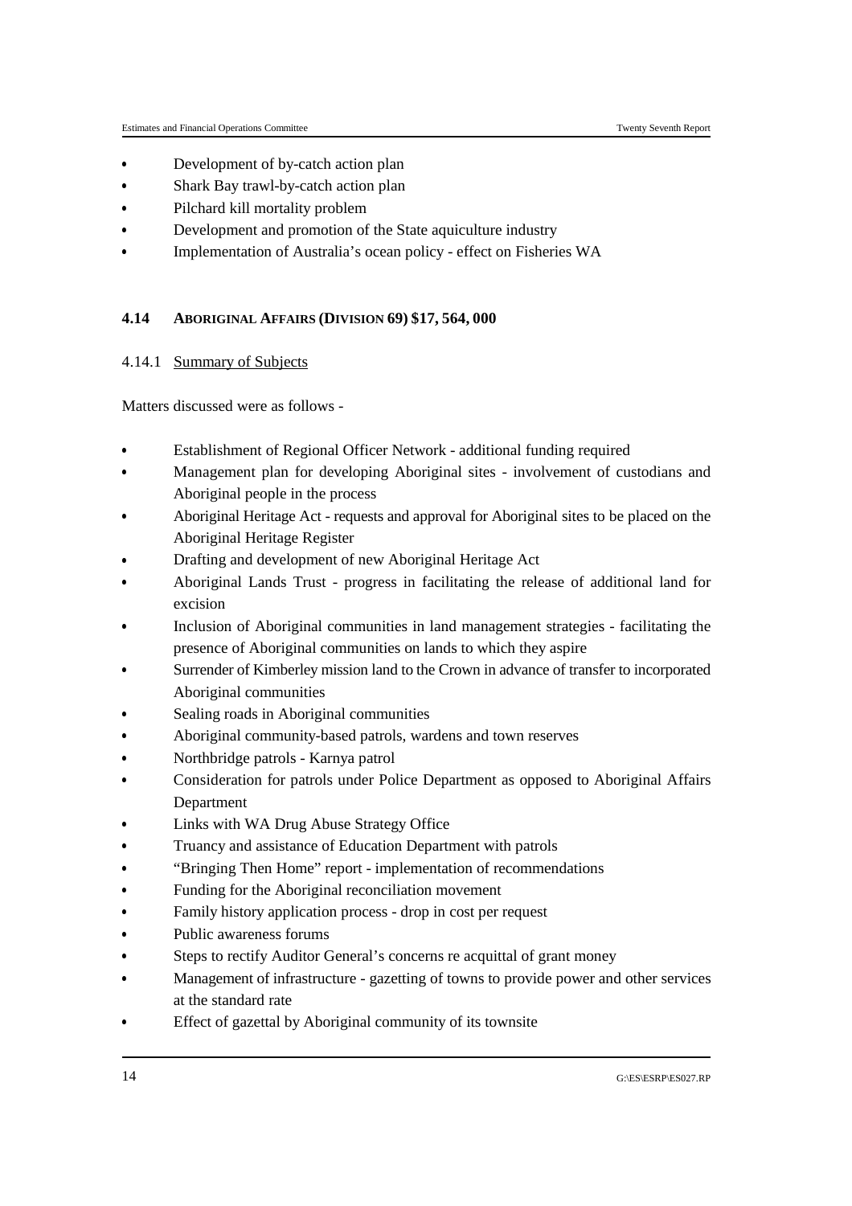- Development of by-catch action plan
- Shark Bay trawl-by-catch action plan
- Pilchard kill mortality problem
- Development and promotion of the State aquiculture industry
- Implementation of Australia's ocean policy - effect on Fisheries WA

## 4.14 ABORIGINAL AFFAIRS (DIVISION 69) $17, 564, 000

### 4.14.1 Summary of Subjects

Matters discussed were as follows -

- Establishment of Regional Officer Network - additional funding required
- Management plan for developing Aboriginal sites - involvement of custodians and Aboriginal people in the process
- Aboriginal Heritage Act - requests and approval for Aboriginal sites to be placed on the Aboriginal Heritage Register
- Drafting and development of new Aboriginal Heritage Act
- Aboriginal Lands Trust - progress in facilitating the release of additional land for excision
- Inclusion of Aboriginal communities in land management strategies - facilitating the presence of Aboriginal communities on lands to which they aspire
- Surrender of Kimberley mission land to the Crown in advance of transfer to incorporated Aboriginal communities
- Sealing roads in Aboriginal communities
- Aboriginal community-based patrols, wardens and town reserves
- Northbridge patrols - Karnya patrol
- Consideration for patrols under Police Department as opposed to Aboriginal Affairs Department
- Links with WA Drug Abuse Strategy Office
- Truancy and assistance of Education Department with patrols
- "Bringing Then Home" report - implementation of recommendations
- Funding for the Aboriginal reconciliation movement
- Family history application process - drop in cost per request
- Public awareness forums
- Steps to rectify Auditor General's concerns re acquittal of grant money
- Management of infrastructure - gazetting of towns to provide power and other services at the standard rate
- Effect of gazettal by Aboriginal community of its townsite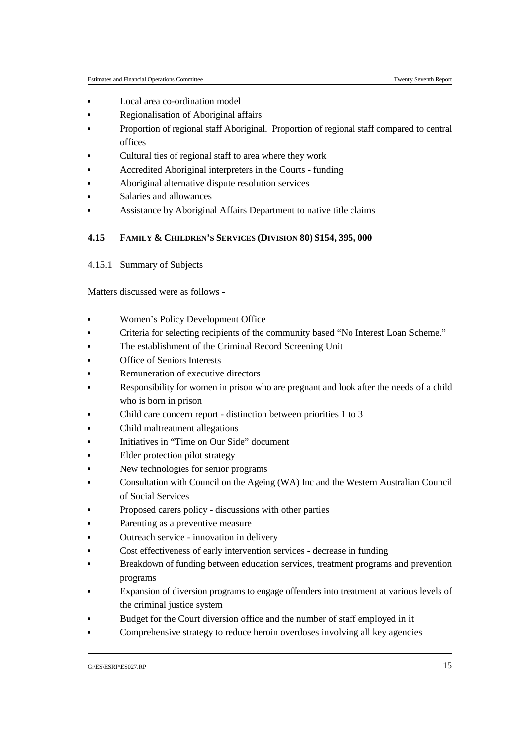- Local area co-ordination model
- Regionalisation of Aboriginal affairs
- Proportion of regional staff Aboriginal. Proportion of regional staff compared to central offices
- Cultural ties of regional staff to area where they work
- Accredited Aboriginal interpreters in the Courts - funding
- Aboriginal alternative dispute resolution services
- Salaries and allowances
- Assistance by Aboriginal Affairs Department to native title claims

### 4.15 FAMILY & CHILDREN'S SERVICES (DIVISION 80) $154, 395, 000

#### 4.15.1 Summary of Subjects

Matters discussed were as follows -

- Women's Policy Development Office
- Criteria for selecting recipients of the community based "No Interest Loan Scheme."
- The establishment of the Criminal Record Screening Unit
- Office of Seniors Interests
- Remuneration of executive directors
- Responsibility for women in prison who are pregnant and look after the needs of a child who is born in prison
- Child care concern report - distinction between priorities 1 to 3
- Child maltreatment allegations
- Initiatives in "Time on Our Side" document
- Elder protection pilot strategy
- New technologies for senior programs
- Consultation with Council on the Ageing (WA) Inc and the Western Australian Council of Social Services
- Proposed carers policy - discussions with other parties
- Parenting as a preventive measure
- Outreach service - innovation in delivery
- Cost effectiveness of early intervention services - decrease in funding
- Breakdown of funding between education services, treatment programs and prevention programs
- Expansion of diversion programs to engage offenders into treatment at various levels of the criminal justice system
- Budget for the Court diversion office and the number of staff employed in it
- Comprehensive strategy to reduce heroin overdoses involving all key agencies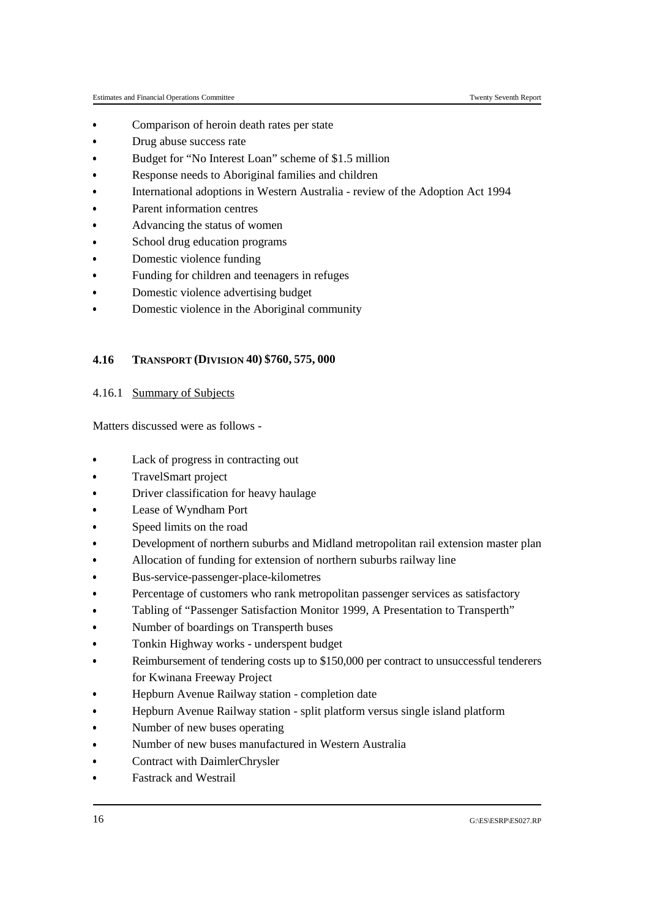- Comparison of heroin death rates per state
- Drug abuse success rate
- Budget for "No Interest Loan" scheme of $1.5 million
- Response needs to Aboriginal families and children
- International adoptions in Western Australia - review of the Adoption Act 1994
- Parent information centres
- Advancing the status of women
- School drug education programs
- Domestic violence funding
- Funding for children and teenagers in refuges
- Domestic violence advertising budget
- Domestic violence in the Aboriginal community

### 4.16 TRANSPORT (DIVISION 40) $760, 575, 000

#### 4.16.1 Summary of Subjects

Matters discussed were as follows -

- Lack of progress in contracting out
- TravelSmart project
- Driver classification for heavy haulage
- Lease of Wyndham Port
- Speed limits on the road
- Development of northern suburbs and Midland metropolitan rail extension master plan
- Allocation of funding for extension of northern suburbs railway line
- Bus-service-passenger-place-kilometres
- Percentage of customers who rank metropolitan passenger services as satisfactory
- Tabling of "Passenger Satisfaction Monitor 1999, A Presentation to Transperth"
- Number of boardings on Transperth buses
- Tonkin Highway works - underspent budget
- Reimbursement of tendering costs up to $150,000 per contract to unsuccessful tenderers for Kwinana Freeway Project
- Hepburn Avenue Railway station - completion date
- Hepburn Avenue Railway station - split platform versus single island platform
- Number of new buses operating
- Number of new buses manufactured in Western Australia
- Contract with DaimlerChrysler
- Fastrack and Westrail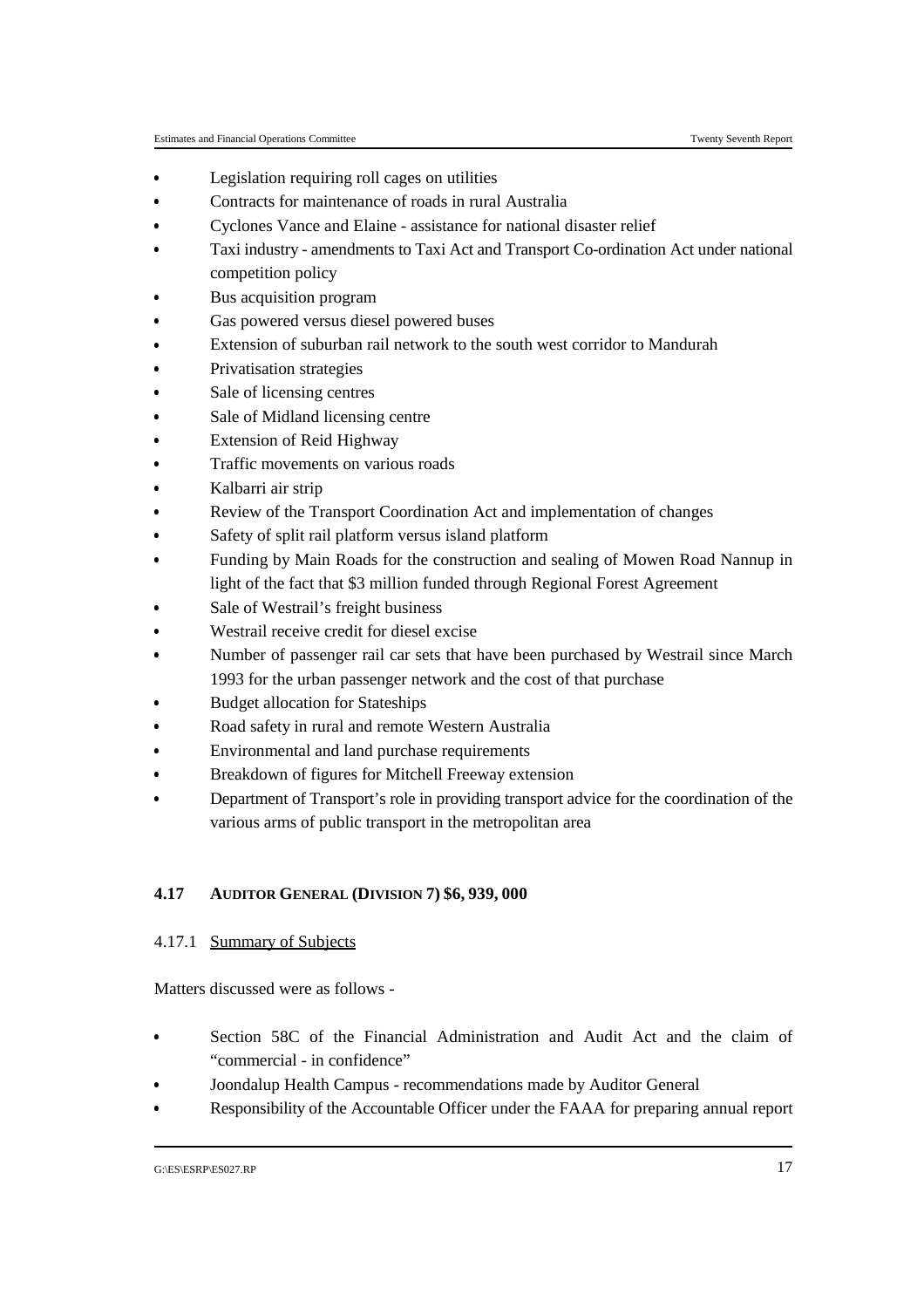- Legislation requiring roll cages on utilities
- Contracts for maintenance of roads in rural Australia
- Cyclones Vance and Elaine - assistance for national disaster relief
- Taxi industry - amendments to Taxi Act and Transport Co-ordination Act under national competition policy
- Bus acquisition program
- Gas powered versus diesel powered buses
- Extension of suburban rail network to the south west corridor to Mandurah
- Privatisation strategies
- Sale of licensing centres
- Sale of Midland licensing centre
- Extension of Reid Highway
- Traffic movements on various roads
- Kalbarri air strip
- Review of the Transport Coordination Act and implementation of changes
- Safety of split rail platform versus island platform
- Funding by Main Roads for the construction and sealing of Mowen Road Nannup in light of the fact that $3 million funded through Regional Forest Agreement
- Sale of Westrail's freight business
- Westrail receive credit for diesel excise
- Number of passenger rail car sets that have been purchased by Westrail since March 1993 for the urban passenger network and the cost of that purchase
- Budget allocation for Stateships
- Road safety in rural and remote Western Australia
- Environmental and land purchase requirements
- Breakdown of figures for Mitchell Freeway extension
- Department of Transport's role in providing transport advice for the coordination of the various arms of public transport in the metropolitan area

### 4.17 AUDITOR GENERAL (DIVISION 7) $6, 939, 000

#### 4.17.1 Summary of Subjects

Matters discussed were as follows -

- Section 58C of the Financial Administration and Audit Act and the claim of "commercial - in confidence"
- Joondalup Health Campus - recommendations made by Auditor General
- Responsibility of the Accountable Officer under the FAAA for preparing annual report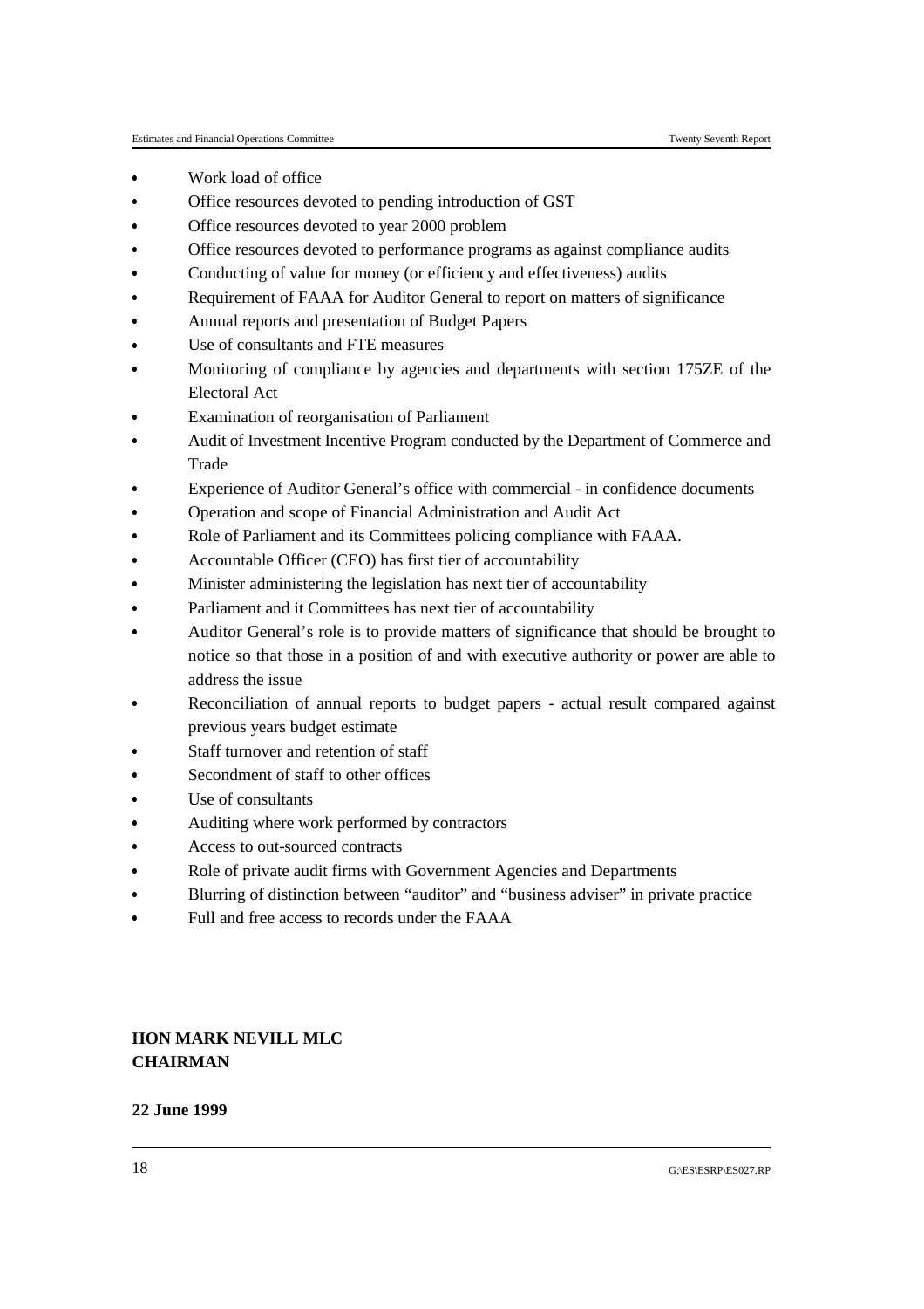- Work load of office
- Office resources devoted to pending introduction of GST
- Office resources devoted to year 2000 problem
- Office resources devoted to performance programs as against compliance audits
- Conducting of value for money (or efficiency and effectiveness) audits
- Requirement of FAAA for Auditor General to report on matters of significance
- Annual reports and presentation of Budget Papers
- Use of consultants and FTE measures
- Monitoring of compliance by agencies and departments with section 175ZE of the Electoral Act
- Examination of reorganisation of Parliament
- Audit of Investment Incentive Program conducted by the Department of Commerce and Trade
- Experience of Auditor General's office with commercial - in confidence documents
- Operation and scope of Financial Administration and Audit Act
- Role of Parliament and its Committees policing compliance with FAAA.
- Accountable Officer (CEO) has first tier of accountability
- Minister administering the legislation has next tier of accountability
- Parliament and it Committees has next tier of accountability
- Auditor General's role is to provide matters of significance that should be brought to notice so that those in a position of and with executive authority or power are able to address the issue
- Reconciliation of annual reports to budget papers - actual result compared against previous years budget estimate
- Staff turnover and retention of staff
- Secondment of staff to other offices
- Use of consultants
- Auditing where work performed by contractors
- Access to out-sourced contracts
- Role of private audit firms with Government Agencies and Departments
- Blurring of distinction between "auditor" and "business adviser" in private practice
- Full and free access to records under the FAAA

**HON MARK NEVILL MLC**
**CHAIRMAN**

**22 June 1999**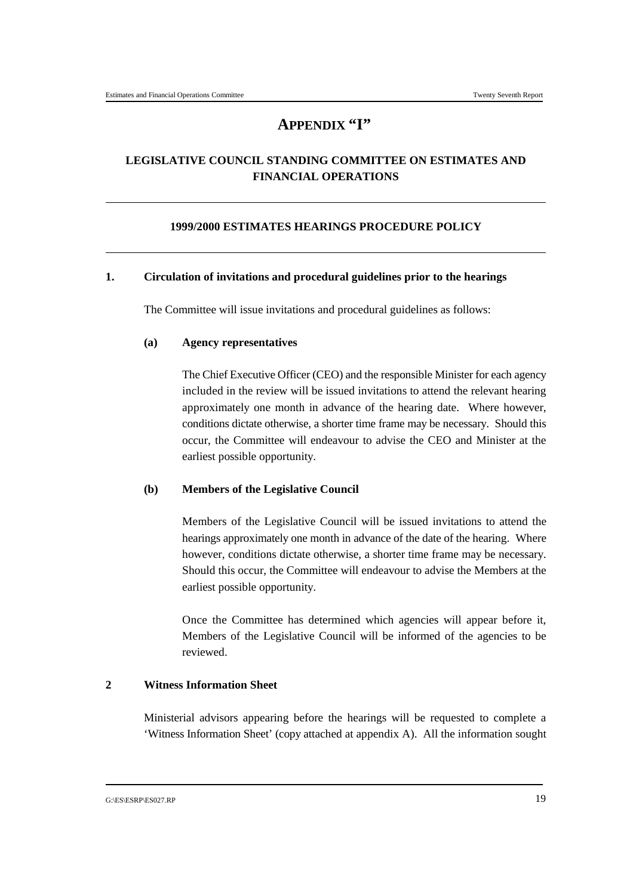# APPENDIX "I"

## LEGISLATIVE COUNCIL STANDING COMMITTEE ON ESTIMATES AND FINANCIAL OPERATIONS

---

### 1999/2000 ESTIMATES HEARINGS PROCEDURE POLICY

---

**1. Circulation of invitations and procedural guidelines prior to the hearings**

The Committee will issue invitations and procedural guidelines as follows:

**(a) Agency representatives**

The Chief Executive Officer (CEO) and the responsible Minister for each agency included in the review will be issued invitations to attend the relevant hearing approximately one month in advance of the hearing date. Where however, conditions dictate otherwise, a shorter time frame may be necessary. Should this occur, the Committee will endeavour to advise the CEO and Minister at the earliest possible opportunity.

**(b) Members of the Legislative Council**

Members of the Legislative Council will be issued invitations to attend the hearings approximately one month in advance of the date of the hearing. Where however, conditions dictate otherwise, a shorter time frame may be necessary. Should this occur, the Committee will endeavour to advise the Members at the earliest possible opportunity.

Once the Committee has determined which agencies will appear before it, Members of the Legislative Council will be informed of the agencies to be reviewed.

**2 Witness Information Sheet**

Ministerial advisors appearing before the hearings will be requested to complete a 'Witness Information Sheet' (copy attached at appendix A). All the information sought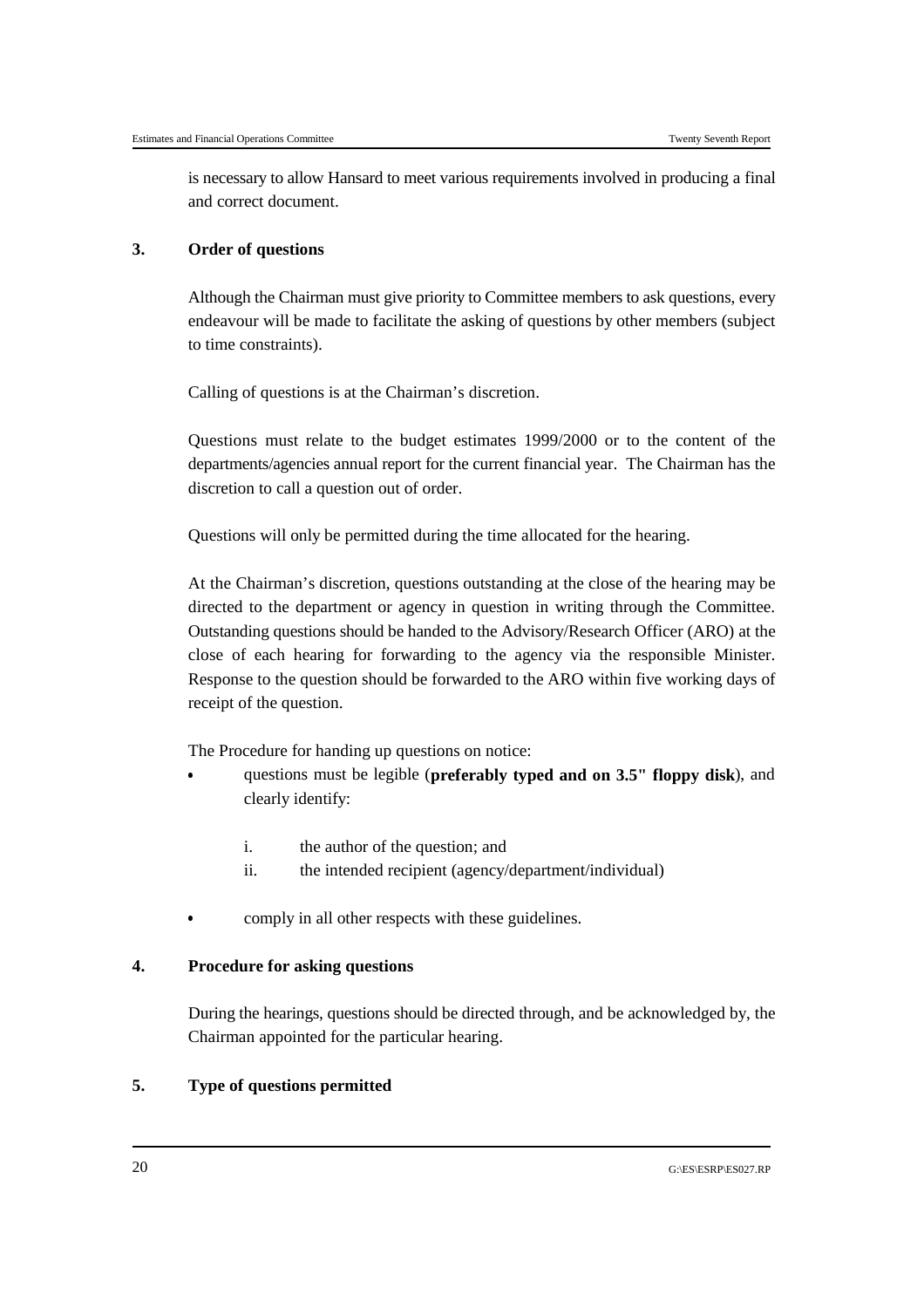is necessary to allow Hansard to meet various requirements involved in producing a final and correct document.

### 3. Order of questions

Although the Chairman must give priority to Committee members to ask questions, every endeavour will be made to facilitate the asking of questions by other members (subject to time constraints).

Calling of questions is at the Chairman's discretion.

Questions must relate to the budget estimates 1999/2000 or to the content of the departments/agencies annual report for the current financial year. The Chairman has the discretion to call a question out of order.

Questions will only be permitted during the time allocated for the hearing.

At the Chairman's discretion, questions outstanding at the close of the hearing may be directed to the department or agency in question in writing through the Committee. Outstanding questions should be handed to the Advisory/Research Officer (ARO) at the close of each hearing for forwarding to the agency via the responsible Minister. Response to the question should be forwarded to the ARO within five working days of receipt of the question.

The Procedure for handing up questions on notice:

- questions must be legible (**preferably typed and on 3.5" floppy disk**), and clearly identify:

    i. the author of the question; and
    ii. the intended recipient (agency/department/individual)

- comply in all other respects with these guidelines.

### 4. Procedure for asking questions

During the hearings, questions should be directed through, and be acknowledged by, the Chairman appointed for the particular hearing.

### 5. Type of questions permitted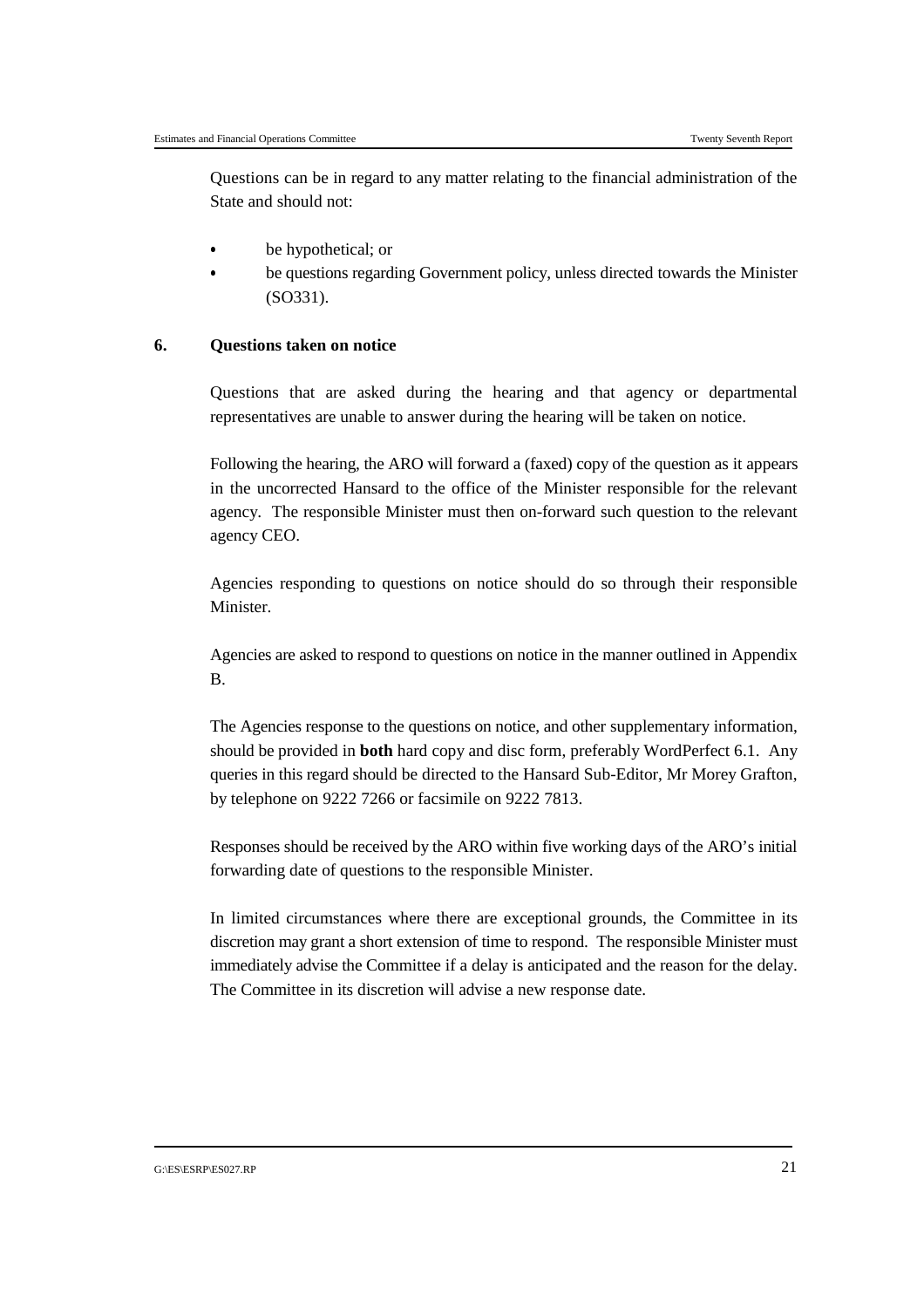Questions can be in regard to any matter relating to the financial administration of the State and should not:

- be hypothetical; or
- be questions regarding Government policy, unless directed towards the Minister (SO331).

## 6. Questions taken on notice

Questions that are asked during the hearing and that agency or departmental representatives are unable to answer during the hearing will be taken on notice.

Following the hearing, the ARO will forward a (faxed) copy of the question as it appears in the uncorrected Hansard to the office of the Minister responsible for the relevant agency. The responsible Minister must then on-forward such question to the relevant agency CEO.

Agencies responding to questions on notice should do so through their responsible Minister.

Agencies are asked to respond to questions on notice in the manner outlined in Appendix B.

The Agencies response to the questions on notice, and other supplementary information, should be provided in **both** hard copy and disc form, preferably WordPerfect 6.1. Any queries in this regard should be directed to the Hansard Sub-Editor, Mr Morey Grafton, by telephone on 9222 7266 or facsimile on 9222 7813.

Responses should be received by the ARO within five working days of the ARO's initial forwarding date of questions to the responsible Minister.

In limited circumstances where there are exceptional grounds, the Committee in its discretion may grant a short extension of time to respond. The responsible Minister must immediately advise the Committee if a delay is anticipated and the reason for the delay. The Committee in its discretion will advise a new response date.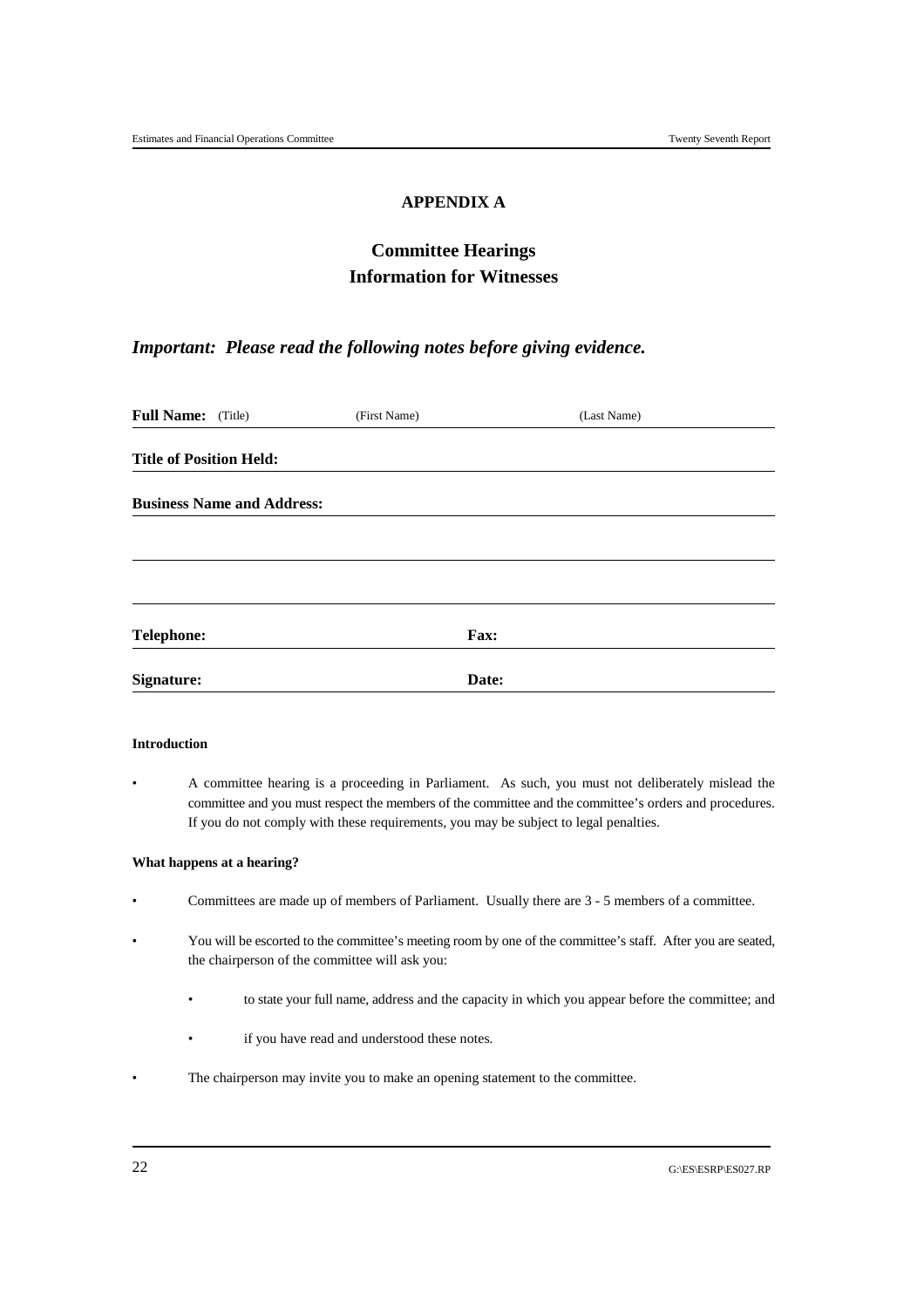# APPENDIX A

## Committee Hearings
## Information for Witnesses

***Important: Please read the following notes before giving evidence.***

**Full Name:** (Title) (First Name) (Last Name)

**Title of Position Held:**

**Business Name and Address:**

**Telephone:** **Fax:**

**Signature:** **Date:**

**Introduction**

- A committee hearing is a proceeding in Parliament. As such, you must not deliberately mislead the committee and you must respect the members of the committee and the committee's orders and procedures. If you do not comply with these requirements, you may be subject to legal penalties.

**What happens at a hearing?**

- Committees are made up of members of Parliament. Usually there are 3 - 5 members of a committee.
- You will be escorted to the committee's meeting room by one of the committee's staff. After you are seated, the chairperson of the committee will ask you:
  - to state your full name, address and the capacity in which you appear before the committee; and
  - if you have read and understood these notes.
- The chairperson may invite you to make an opening statement to the committee.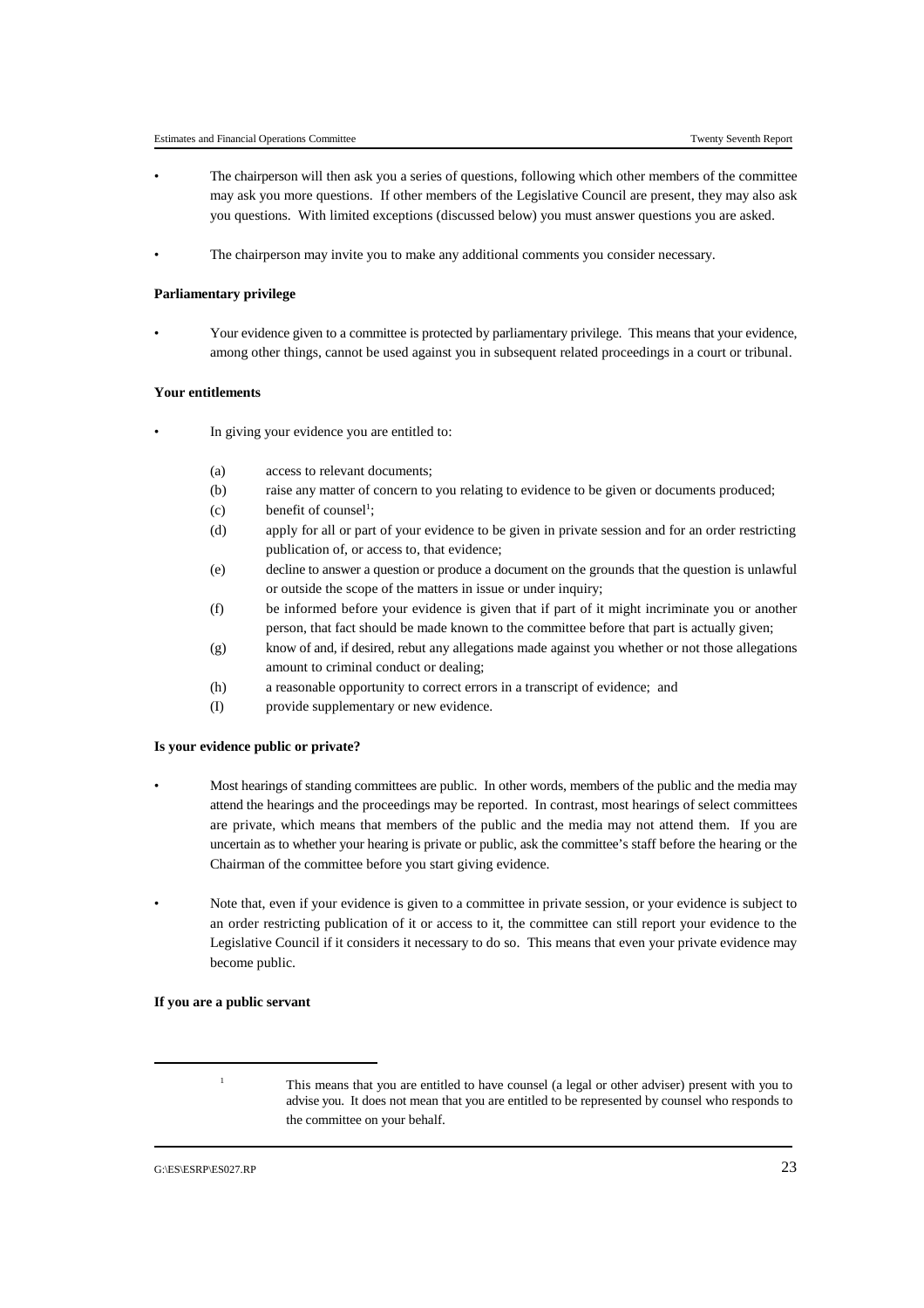- The chairperson will then ask you a series of questions, following which other members of the committee may ask you more questions. If other members of the Legislative Council are present, they may also ask you questions. With limited exceptions (discussed below) you must answer questions you are asked.

- The chairperson may invite you to make any additional comments you consider necessary.

**Parliamentary privilege**

- Your evidence given to a committee is protected by parliamentary privilege. This means that your evidence, among other things, cannot be used against you in subsequent related proceedings in a court or tribunal.

**Your entitlements**

- In giving your evidence you are entitled to:

  (a) access to relevant documents;
  (b) raise any matter of concern to you relating to evidence to be given or documents produced;
  (c) benefit of counsel[1];
  (d) apply for all or part of your evidence to be given in private session and for an order restricting publication of, or access to, that evidence;
  (e) decline to answer a question or produce a document on the grounds that the question is unlawful or outside the scope of the matters in issue or under inquiry;
  (f) be informed before your evidence is given that if part of it might incriminate you or another person, that fact should be made known to the committee before that part is actually given;
  (g) know of and, if desired, rebut any allegations made against you whether or not those allegations amount to criminal conduct or dealing;
  (h) a reasonable opportunity to correct errors in a transcript of evidence; and
  (I) provide supplementary or new evidence.

**Is your evidence public or private?**

- Most hearings of standing committees are public. In other words, members of the public and the media may attend the hearings and the proceedings may be reported. In contrast, most hearings of select committees are private, which means that members of the public and the media may not attend them. If you are uncertain as to whether your hearing is private or public, ask the committee's staff before the hearing or the Chairman of the committee before you start giving evidence.

- Note that, even if your evidence is given to a committee in private session, or your evidence is subject to an order restricting publication of it or access to it, the committee can still report your evidence to the Legislative Council if it considers it necessary to do so. This means that even your private evidence may become public.

**If you are a public servant**

---

[1] This means that you are entitled to have counsel (a legal or other adviser) present with you to advise you. It does not mean that you are entitled to be represented by counsel who responds to the committee on your behalf.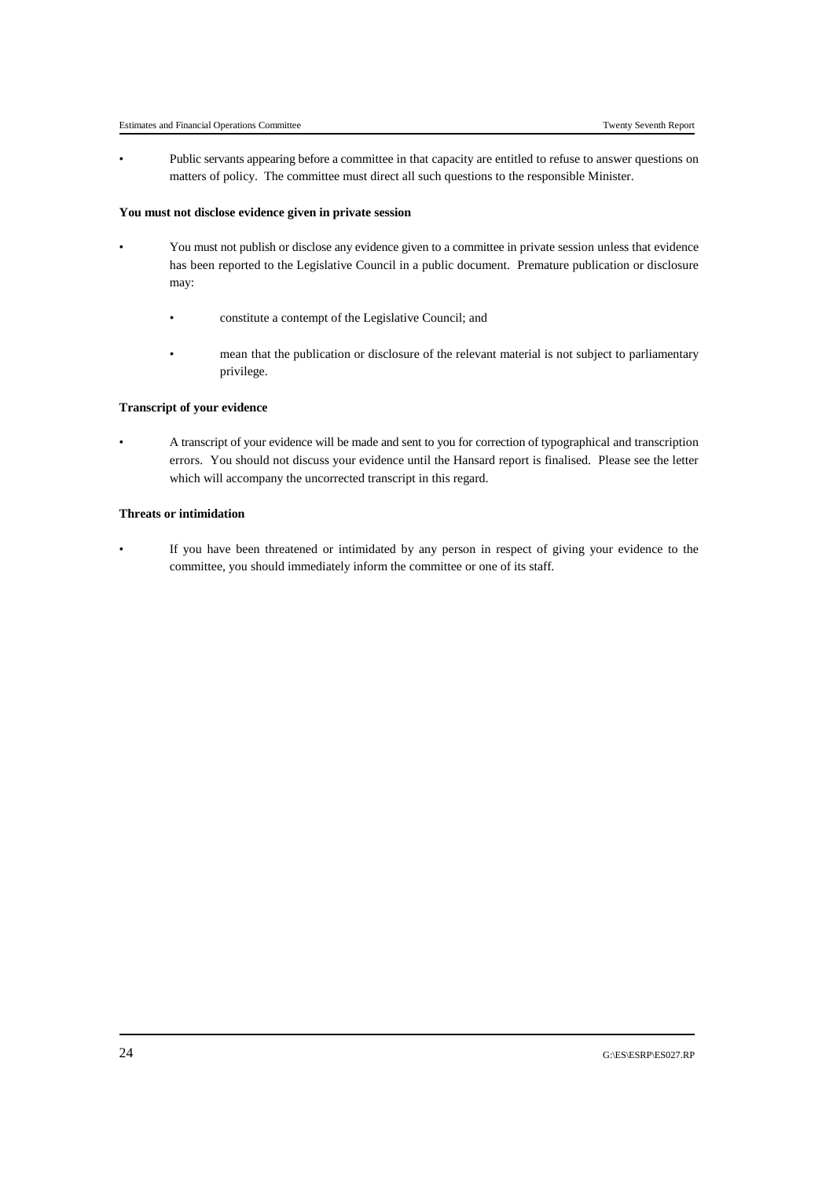- Public servants appearing before a committee in that capacity are entitled to refuse to answer questions on matters of policy. The committee must direct all such questions to the responsible Minister.

**You must not disclose evidence given in private session**

- You must not publish or disclose any evidence given to a committee in private session unless that evidence has been reported to the Legislative Council in a public document. Premature publication or disclosure may:

  - constitute a contempt of the Legislative Council; and

  - mean that the publication or disclosure of the relevant material is not subject to parliamentary privilege.

**Transcript of your evidence**

- A transcript of your evidence will be made and sent to you for correction of typographical and transcription errors. You should not discuss your evidence until the Hansard report is finalised. Please see the letter which will accompany the uncorrected transcript in this regard.

**Threats or intimidation**

- If you have been threatened or intimidated by any person in respect of giving your evidence to the committee, you should immediately inform the committee or one of its staff.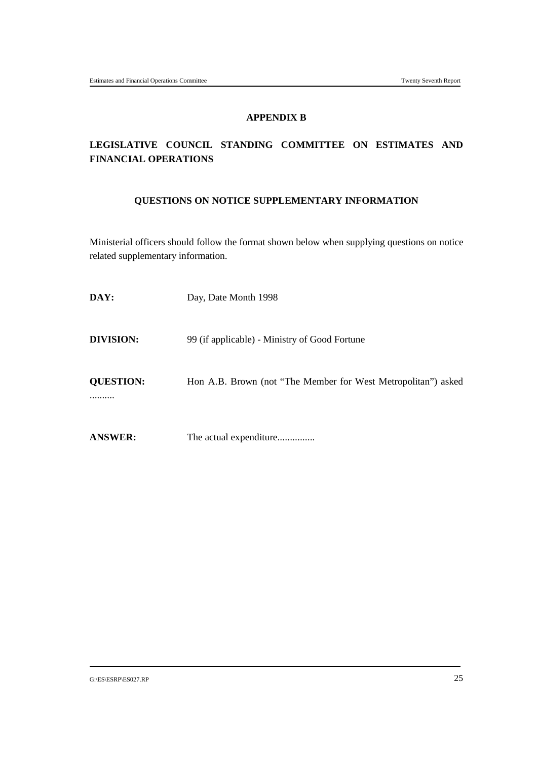# APPENDIX B

## LEGISLATIVE COUNCIL STANDING COMMITTEE ON ESTIMATES AND FINANCIAL OPERATIONS

### QUESTIONS ON NOTICE SUPPLEMENTARY INFORMATION

Ministerial officers should follow the format shown below when supplying questions on notice related supplementary information.

**DAY:** Day, Date Month 1998

**DIVISION:** 99 (if applicable) - Ministry of Good Fortune

**QUESTION:** Hon A.B. Brown (not "The Member for West Metropolitan") asked ..........

**ANSWER:** The actual expenditure...............